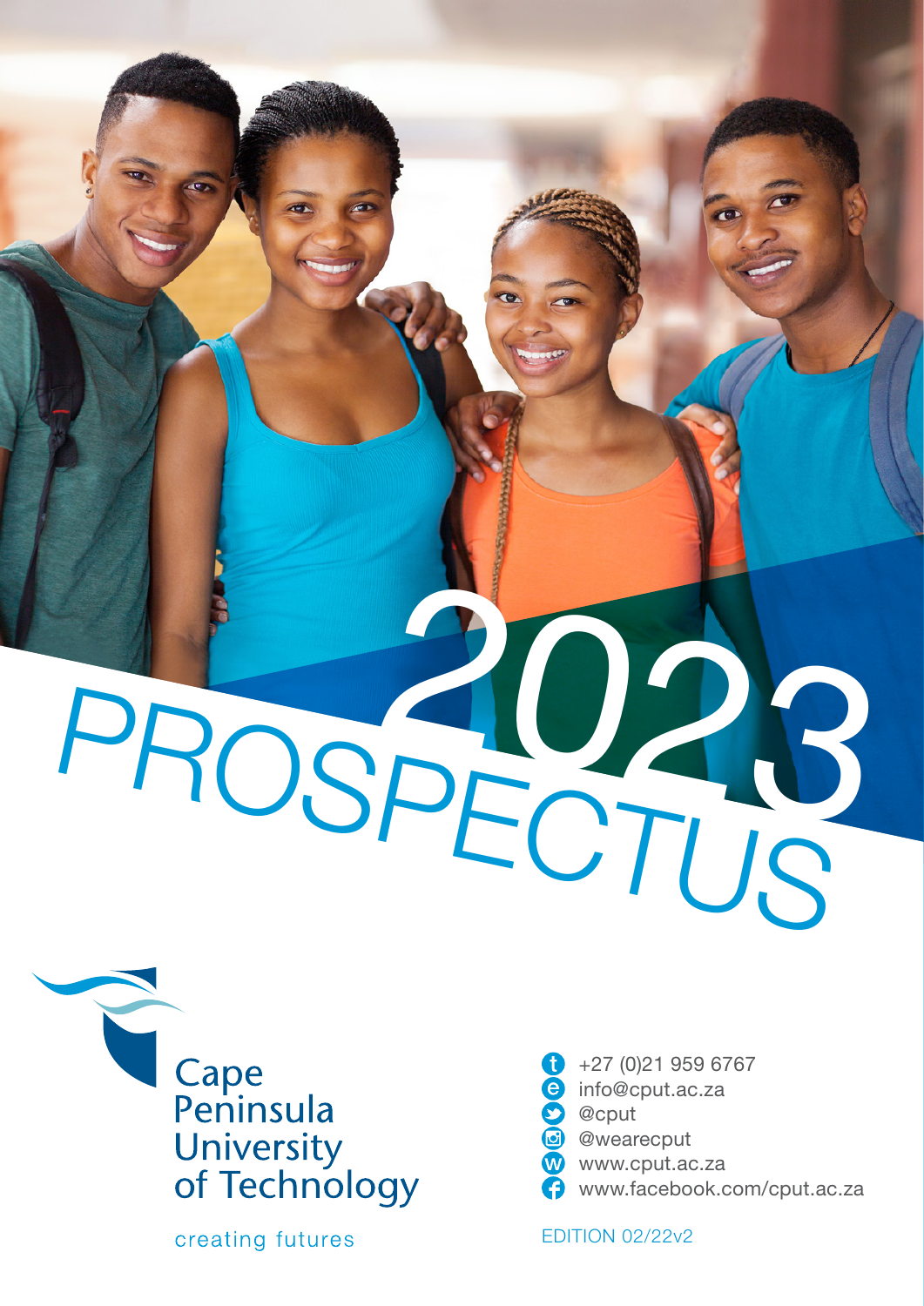# 2023 PROSPECTUS

Cape Peninsula University of Technology

creating futures

- t: +27 (0)21 959 6767
- e: info@cput.ac.za
- @cput
- @wearecput
- w: www.cput.ac.za
- www.facebook.com/cput.ac.za

EDITION 02/22v2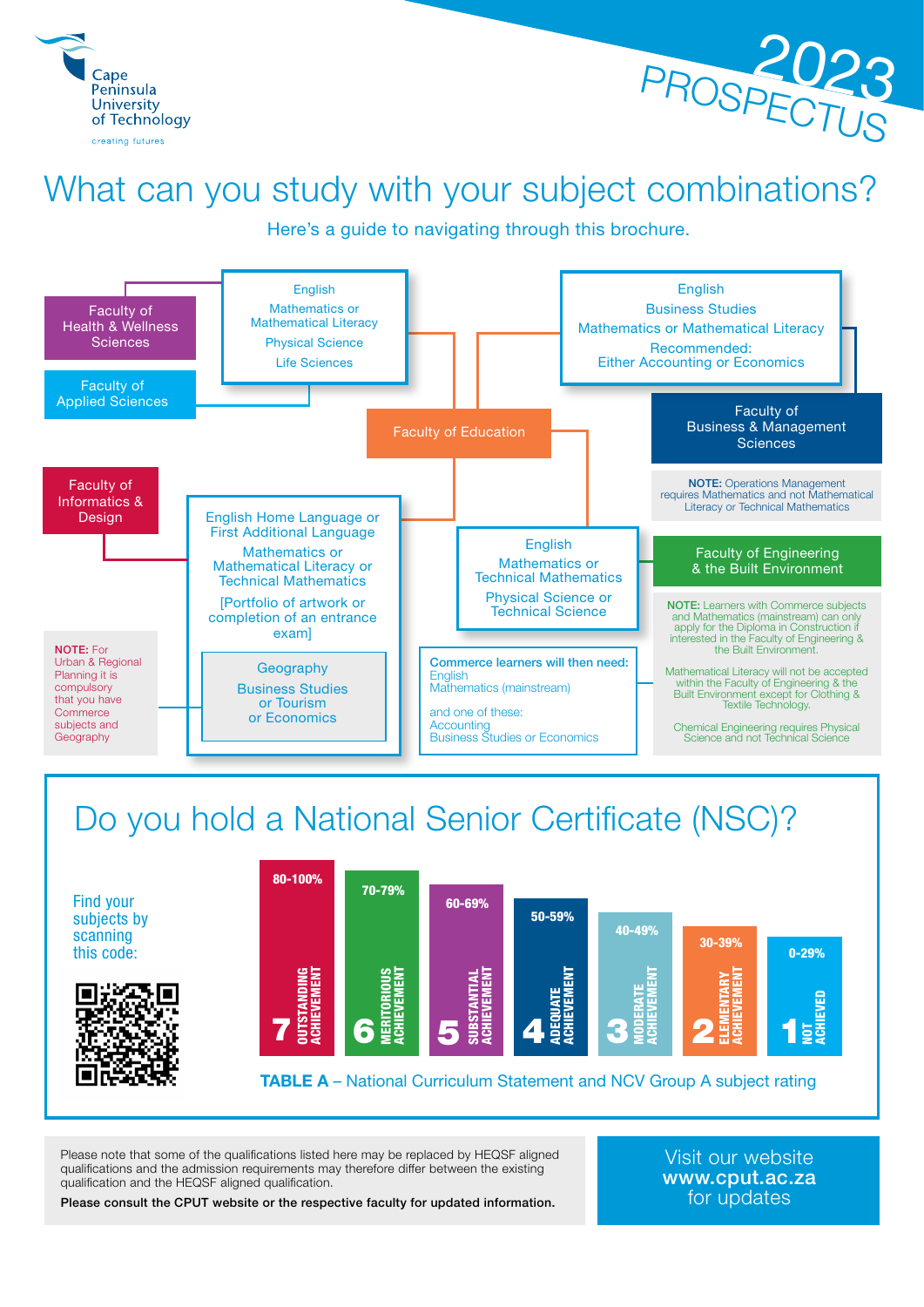Cape Peninsula University of Technology

creating futures

2023 PROSPECTUS

# What can you study with your subject combinations?

Here's a guide to navigating through this brochure.

**Faculty of Health & Wellness Sciences**

**Faculty of Applied Sciences**

- English
- Mathematics or Mathematical Literacy
- Physical Science
- Life Sciences

**Faculty of Education**

**Faculty of Business & Management Sciences**

- English
- Business Studies
- Mathematics or Mathematical Literacy
- Recommended: Either Accounting or Economics

**NOTE:** Operations Management requires Mathematics and not Mathematical Literacy or Technical Mathematics

**Faculty of Informatics & Design**

- English Home Language or First Additional Language
- Mathematics or Mathematical Literacy or Technical Mathematics
- [Portfolio of artwork or completion of an entrance exam]
- Geography
- Business Studies or Tourism or Economics

**NOTE:** For Urban & Regional Planning it is compulsory that you have Commerce subjects and Geography

**Faculty of Engineering & the Built Environment**

- English
- Mathematics or Technical Mathematics
- Physical Science or Technical Science

**Commerce learners will then need:**

- English
- Mathematics (mainstream)

and one of these:

- Accounting
- Business Studies or Economics

**NOTE:** Learners with Commerce subjects and Mathematics (mainstream) can only apply for the Diploma in Construction if interested in the Faculty of Engineering & the Built Environment.

Mathematical Literacy will not be accepted within the Faculty of Engineering & the Built Environment except for Clothing & Textile Technology.

Chemical Engineering requires Physical Science and not Technical Science

## Do you hold a National Senior Certificate (NSC)?

Find your subjects by scanning this code:

| Rating | Achievement | Percentage |
|---|---|---|
| 7 | OUTSTANDING ACHIEVEMENT | 80-100% |
| 6 | MERITORIOUS ACHIEVEMENT | 70-79% |
| 5 | SUBSTANTIAL ACHIEVEMENT | 60-69% |
| 4 | ADEQUATE ACHIEVEMENT | 50-59% |
| 3 | MODERATE ACHIEVEMENT | 40-49% |
| 2 | ELEMENTARY ACHIEVEMENT | 30-39% |
| 1 | NOT ACHIEVED | 0-29% |

**TABLE A** – National Curriculum Statement and NCV Group A subject rating

Please note that some of the qualifications listed here may be replaced by HEQSF aligned qualifications and the admission requirements may therefore differ between the existing qualification and the HEQSF aligned qualification.

**Please consult the CPUT website or the respective faculty for updated information.**

Visit our website **www.cput.ac.za** for updates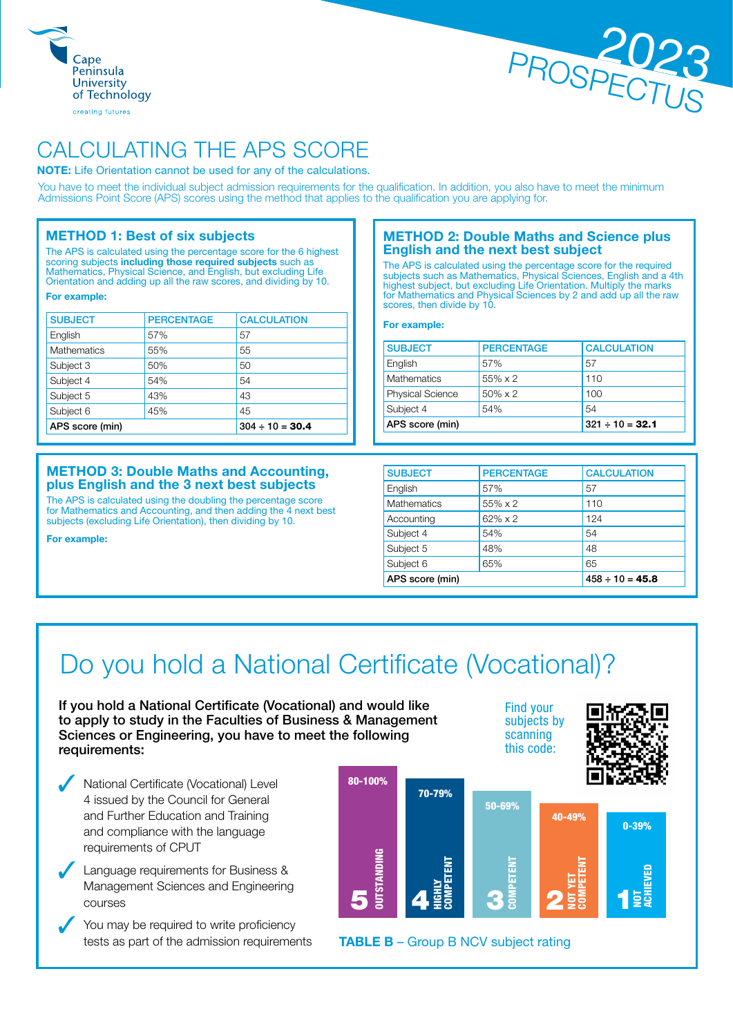# CALCULATING THE APS SCORE

**NOTE:** Life Orientation cannot be used for any of the calculations.

You have to meet the individual subject admission requirements for the qualification. In addition, you also have to meet the minimum Admissions Point Score (APS) scores using the method that applies to the qualification you are applying for.

## METHOD 1: Best of six subjects

The APS is calculated using the percentage score for the 6 highest scoring subjects **including those required subjects** such as Mathematics, Physical Science, and English, but excluding Life Orientation and adding up all the raw scores, and dividing by 10.

**For example:**

| SUBJECT | PERCENTAGE | CALCULATION |
|---|---|---|
| English | 57% | 57 |
| Mathematics | 55% | 55 |
| Subject 3 | 50% | 50 |
| Subject 4 | 54% | 54 |
| Subject 5 | 43% | 43 |
| Subject 6 | 45% | 45 |
| APS score (min) | | 304 ÷ 10 = **30.4** |

## METHOD 2: Double Maths and Science plus English and the next best subject

The APS is calculated using the percentage score for the required subjects such as Mathematics, Physical Sciences, English and a 4th highest subject, but excluding Life Orientation. Multiply the marks for Mathematics and Physical Sciences by 2 and add up all the raw scores, then divide by 10.

**For example:**

| SUBJECT | PERCENTAGE | CALCULATION |
|---|---|---|
| English | 57% | 57 |
| Mathematics | 55% x 2 | 110 |
| Physical Science | 50% x 2 | 100 |
| Subject 4 | 54% | 54 |
| APS score (min) | | 321 ÷ 10 = **32.1** |

## METHOD 3: Double Maths and Accounting, plus English and the 3 next best subjects

The APS is calculated using the doubling the percentage score for Mathematics and Accounting, and then adding the 4 next best subjects (excluding Life Orientation), then dividing by 10.

**For example:**

| SUBJECT | PERCENTAGE | CALCULATION |
|---|---|---|
| English | 57% | 57 |
| Mathematics | 55% x 2 | 110 |
| Accounting | 62% x 2 | 124 |
| Subject 4 | 54% | 54 |
| Subject 5 | 48% | 48 |
| Subject 6 | 65% | 65 |
| APS score (min) | | 458 ÷ 10 = **45.8** |

# Do you hold a National Certificate (Vocational)?

**If you hold a National Certificate (Vocational) and would like to apply to study in the Faculties of Business & Management Sciences or Engineering, you have to meet the following requirements:**

- ✓ National Certificate (Vocational) Level 4 issued by the Council for General and Further Education and Training and compliance with the language requirements of CPUT
- ✓ Language requirements for Business & Management Sciences and Engineering courses
- ✓ You may be required to write proficiency tests as part of the admission requirements

Find your subjects by scanning this code:

| Rating | Description | Percentage |
|---|---|---|
| 5 | OUTSTANDING | 80-100% |
| 4 | HIGHLY COMPETENT | 70-79% |
| 3 | COMPETENT | 50-69% |
| 2 | NOT YET COMPETENT | 40-49% |
| 1 | NOT ACHIEVED | 0-39% |

**TABLE B** – Group B NCV subject rating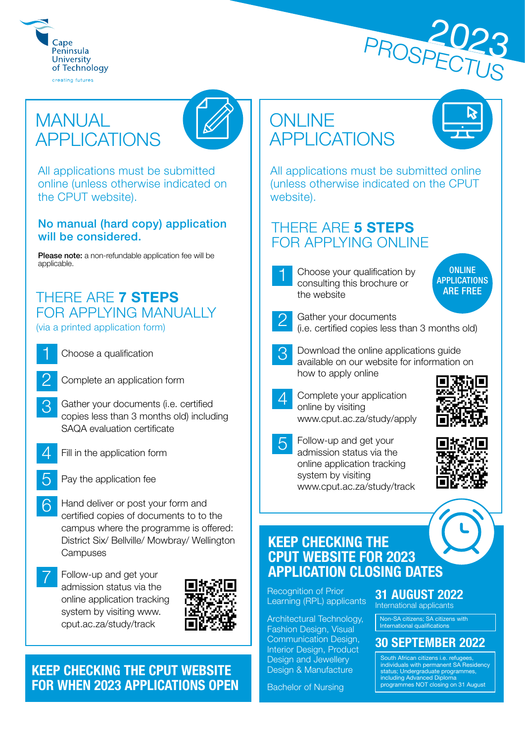Cape Peninsula University of Technology

creating futures

2023 PROSPECTUS

## MANUAL APPLICATIONS

All applications must be submitted online (unless otherwise indicated on the CPUT website).

**No manual (hard copy) application will be considered.**

**Please note:** a non-refundable application fee will be applicable.

### THERE ARE **7 STEPS** FOR APPLYING MANUALLY

(via a printed application form)

1. Choose a qualification
2. Complete an application form
3. Gather your documents (i.e. certified copies less than 3 months old) including SAQA evaluation certificate
4. Fill in the application form
5. Pay the application fee
6. Hand deliver or post your form and certified copies of documents to to the campus where the programme is offered: District Six/ Bellville/ Mowbray/ Wellington Campuses
7. Follow-up and get your admission status via the online application tracking system by visiting www.cput.ac.za/study/track

**KEEP CHECKING THE CPUT WEBSITE FOR WHEN 2023 APPLICATIONS OPEN**

## ONLINE APPLICATIONS

All applications must be submitted online (unless otherwise indicated on the CPUT website).

### THERE ARE **5 STEPS** FOR APPLYING ONLINE

**ONLINE APPLICATIONS ARE FREE**

1. Choose your qualification by consulting this brochure or the website
2. Gather your documents (i.e. certified copies less than 3 months old)
3. Download the online applications guide available on our website for information on how to apply online
4. Complete your application online by visiting www.cput.ac.za/study/apply
5. Follow-up and get your admission status via the online application tracking system by visiting www.cput.ac.za/study/track

## KEEP CHECKING THE CPUT WEBSITE FOR 2023 APPLICATION CLOSING DATES

Recognition of Prior Learning (RPL) applicants

Architectural Technology, Fashion Design, Visual Communication Design, Interior Design, Product Design and Jewellery Design & Manufacture

Bachelor of Nursing

**31 AUGUST 2022**

International applicants

Non-SA citizens; SA citizens with International qualifications

**30 SEPTEMBER 2022**

South African citizens i.e. refugees, individuals with permanent SA Residency status; Undergraduate programmes, including Advanced Diploma programmes NOT closing on 31 August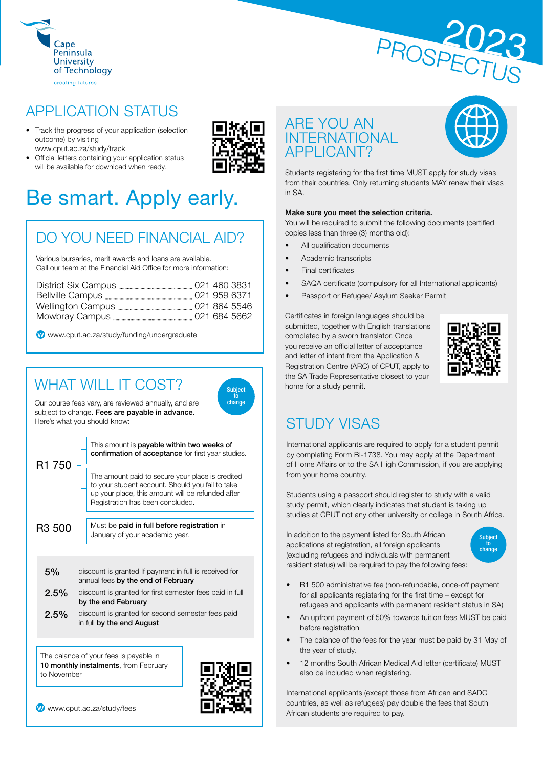Cape Peninsula University of Technology

creating futures

2023 PROSPECTUS

## APPLICATION STATUS

- Track the progress of your application (selection outcome) by visiting www.cput.ac.za/study/track
- Official letters containing your application status will be available for download when ready.

# Be smart. Apply early.

## DO YOU NEED FINANCIAL AID?

Various bursaries, merit awards and loans are available. Call our team at the Financial Aid Office for more information:

| Campus | Phone |
|---|---|
| District Six Campus | 021 460 3831 |
| Bellville Campus | 021 959 6371 |
| Wellington Campus | 021 864 5546 |
| Mowbray Campus | 021 684 5662 |

www.cput.ac.za/study/funding/undergraduate

## WHAT WILL IT COST?

Subject to change

Our course fees vary, are reviewed annually, and are subject to change. **Fees are payable in advance.** Here's what you should know:

**R1 750**

- This amount is **payable within two weeks of confirmation of acceptance** for first year studies.
- The amount paid to secure your place is credited to your student account. Should you fail to take up your place, this amount will be refunded after Registration has been concluded.

**R3 500**

- Must be **paid in full before registration** in January of your academic year.

| | |
|---|---|
| **5%** | discount is granted If payment in full is received for annual fees **by the end of February** |
| **2.5%** | discount is granted for first semester fees paid in full **by the end February** |
| **2.5%** | discount is granted for second semester fees paid in full **by the end August** |

The balance of your fees is payable in **10 monthly instalments**, from February to November

www.cput.ac.za/study/fees

## ARE YOU AN INTERNATIONAL APPLICANT?

Students registering for the first time MUST apply for study visas from their countries. Only returning students MAY renew their visas in SA.

**Make sure you meet the selection criteria.**

You will be required to submit the following documents (certified copies less than three (3) months old):

- All qualification documents
- Academic transcripts
- Final certificates
- SAQA certificate (compulsory for all International applicants)
- Passport or Refugee/ Asylum Seeker Permit

Certificates in foreign languages should be submitted, together with English translations completed by a sworn translator. Once you receive an official letter of acceptance and letter of intent from the Application & Registration Centre (ARC) of CPUT, apply to the SA Trade Representative closest to your home for a study permit.

## STUDY VISAS

International applicants are required to apply for a student permit by completing Form BI-1738. You may apply at the Department of Home Affairs or to the SA High Commission, if you are applying from your home country.

Students using a passport should register to study with a valid study permit, which clearly indicates that student is taking up studies at CPUT not any other university or college in South Africa.

Subject to change

In addition to the payment listed for South African applications at registration, all foreign applicants (excluding refugees and individuals with permanent resident status) will be required to pay the following fees:

- R1 500 administrative fee (non-refundable, once-off payment for all applicants registering for the first time – except for refugees and applicants with permanent resident status in SA)
- An upfront payment of 50% towards tuition fees MUST be paid before registration
- The balance of the fees for the year must be paid by 31 May of the year of study.
- 12 months South African Medical Aid letter (certificate) MUST also be included when registering.

International applicants (except those from African and SADC countries, as well as refugees) pay double the fees that South African students are required to pay.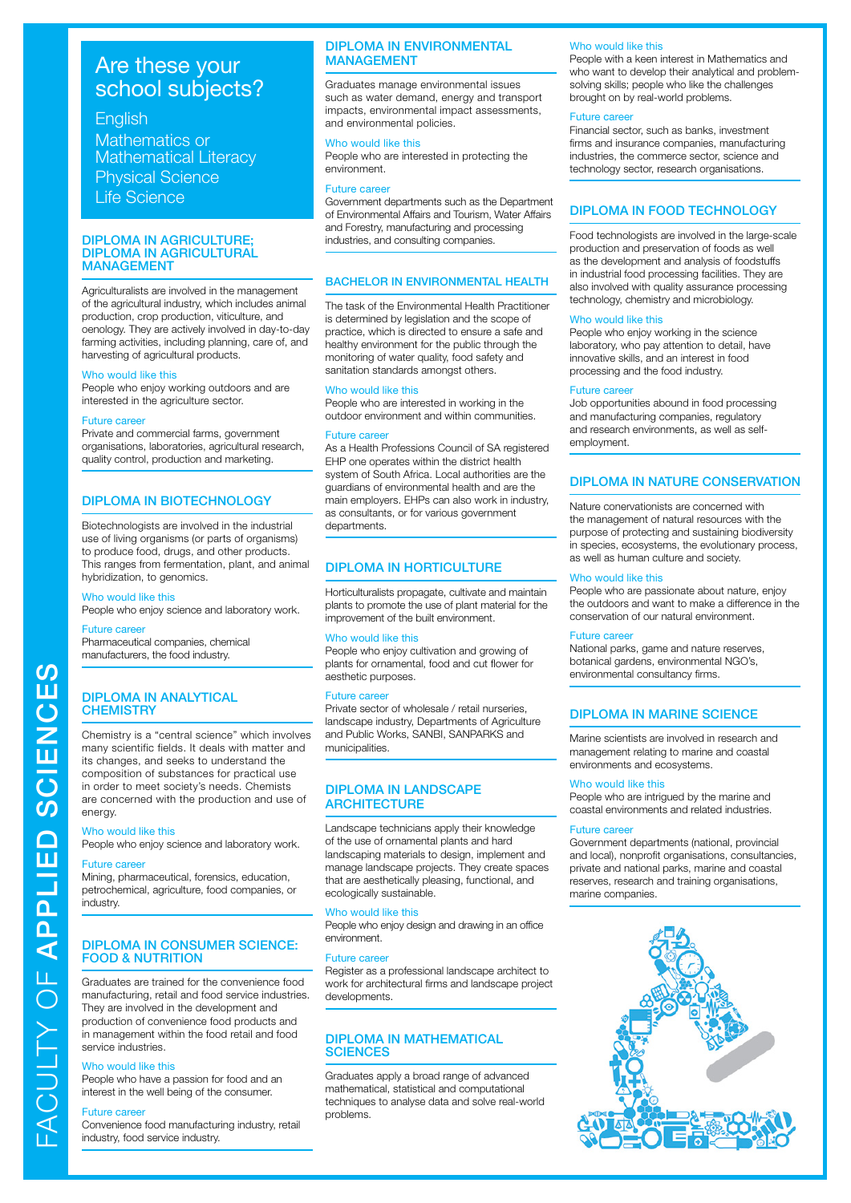# FACULTY OF APPLIED SCIENCES

## Are these your school subjects?

English
Mathematics or Mathematical Literacy
Physical Science
Life Science

## DIPLOMA IN AGRICULTURE; DIPLOMA IN AGRICULTURAL MANAGEMENT

Agriculturalists are involved in the management of the agricultural industry, which includes animal production, crop production, viticulture, and oenology. They are actively involved in day-to-day farming activities, including planning, care of, and harvesting of agricultural products.

### Who would like this
People who enjoy working outdoors and are interested in the agriculture sector.

### Future career
Private and commercial farms, government organisations, laboratories, agricultural research, quality control, production and marketing.

## DIPLOMA IN BIOTECHNOLOGY

Biotechnologists are involved in the industrial use of living organisms (or parts of organisms) to produce food, drugs, and other products. This ranges from fermentation, plant, and animal hybridization, to genomics.

### Who would like this
People who enjoy science and laboratory work.

### Future career
Pharmaceutical companies, chemical manufacturers, the food industry.

## DIPLOMA IN ANALYTICAL CHEMISTRY

Chemistry is a "central science" which involves many scientific fields. It deals with matter and its changes, and seeks to understand the composition of substances for practical use in order to meet society's needs. Chemists are concerned with the production and use of energy.

### Who would like this
People who enjoy science and laboratory work.

### Future career
Mining, pharmaceutical, forensics, education, petrochemical, agriculture, food companies, or industry.

## DIPLOMA IN CONSUMER SCIENCE: FOOD & NUTRITION

Graduates are trained for the convenience food manufacturing, retail and food service industries. They are involved in the development and production of convenience food products and in management within the food retail and food service industries.

### Who would like this
People who have a passion for food and an interest in the well being of the consumer.

### Future career
Convenience food manufacturing industry, retail industry, food service industry.

## DIPLOMA IN ENVIRONMENTAL MANAGEMENT

Graduates manage environmental issues such as water demand, energy and transport impacts, environmental impact assessments, and environmental policies.

### Who would like this
People who are interested in protecting the environment.

### Future career
Government departments such as the Department of Environmental Affairs and Tourism, Water Affairs and Forestry, manufacturing and processing industries, and consulting companies.

## BACHELOR IN ENVIRONMENTAL HEALTH

The task of the Environmental Health Practitioner is determined by legislation and the scope of practice, which is directed to ensure a safe and healthy environment for the public through the monitoring of water quality, food safety and sanitation standards amongst others.

### Who would like this
People who are interested in working in the outdoor environment and within communities.

### Future career
As a Health Professions Council of SA registered EHP one operates within the district health system of South Africa. Local authorities are the guardians of environmental health and are the main employers. EHPs can also work in industry, as consultants, or for various government departments.

## DIPLOMA IN HORTICULTURE

Horticulturalists propagate, cultivate and maintain plants to promote the use of plant material for the improvement of the built environment.

### Who would like this
People who enjoy cultivation and growing of plants for ornamental, food and cut flower for aesthetic purposes.

### Future career
Private sector of wholesale / retail nurseries, landscape industry, Departments of Agriculture and Public Works, SANBI, SANPARKS and municipalities.

## DIPLOMA IN LANDSCAPE ARCHITECTURE

Landscape technicians apply their knowledge of the use of ornamental plants and hard landscaping materials to design, implement and manage landscape projects. They create spaces that are aesthetically pleasing, functional, and ecologically sustainable.

### Who would like this
People who enjoy design and drawing in an office environment.

### Future career
Register as a professional landscape architect to work for architectural firms and landscape project developments.

## DIPLOMA IN MATHEMATICAL SCIENCES

Graduates apply a broad range of advanced mathematical, statistical and computational techniques to analyse data and solve real-world problems.

### Who would like this
People with a keen interest in Mathematics and who want to develop their analytical and problem-solving skills; people who like the challenges brought on by real-world problems.

### Future career
Financial sector, such as banks, investment firms and insurance companies, manufacturing industries, the commerce sector, science and technology sector, research organisations.

## DIPLOMA IN FOOD TECHNOLOGY

Food technologists are involved in the large-scale production and preservation of foods as well as the development and analysis of foodstuffs in industrial food processing facilities. They are also involved with quality assurance processing technology, chemistry and microbiology.

### Who would like this
People who enjoy working in the science laboratory, who pay attention to detail, have innovative skills, and an interest in food processing and the food industry.

### Future career
Job opportunities abound in food processing and manufacturing companies, regulatory and research environments, as well as self-employment.

## DIPLOMA IN NATURE CONSERVATION

Nature conervationists are concerned with the management of natural resources with the purpose of protecting and sustaining biodiversity in species, ecosystems, the evolutionary process, as well as human culture and society.

### Who would like this
People who are passionate about nature, enjoy the outdoors and want to make a difference in the conservation of our natural environment.

### Future career
National parks, game and nature reserves, botanical gardens, environmental NGO's, environmental consultancy firms.

## DIPLOMA IN MARINE SCIENCE

Marine scientists are involved in research and management relating to marine and coastal environments and ecosystems.

### Who would like this
People who are intrigued by the marine and coastal environments and related industries.

### Future career
Government departments (national, provincial and local), nonprofit organisations, consultancies, private and national parks, marine and coastal reserves, research and training organisations, marine companies.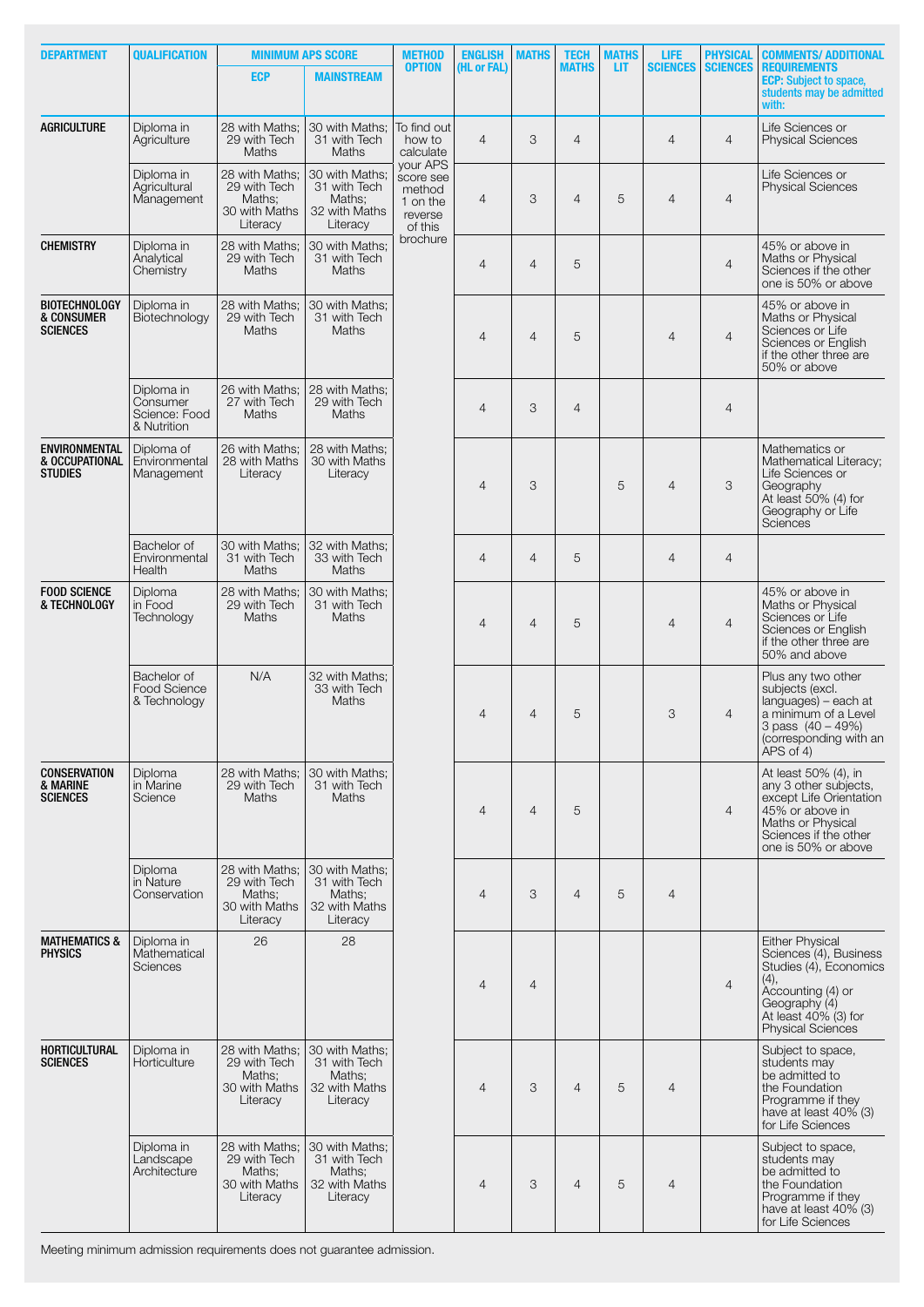| DEPARTMENT | QUALIFICATION | MINIMUM APS SCORE | | METHOD OPTION | ENGLISH (HL or FAL) | MATHS | TECH MATHS | MATHS LIT | LIFE SCIENCES | PHYSICAL SCIENCES | COMMENTS/ ADDITIONAL REQUIREMENTS ECP: Subject to space, students may be admitted with: |
|---|---|---|---|---|---|---|---|---|---|---|---|
| | | ECP | MAINSTREAM | | | | | | | | |
| AGRICULTURE | Diploma in Agriculture | 28 with Maths; 29 with Tech Maths | 30 with Maths; 31 with Tech Maths | To find out how to calculate your APS score see method 1 on the reverse of this brochure | 4 | 3 | 4 | | 4 | 4 | Life Sciences or Physical Sciences |
| | Diploma in Agricultural Management | 28 with Maths; 29 with Tech Maths; 30 with Maths Literacy | 30 with Maths; 31 with Tech Maths; 32 with Maths Literacy | | 4 | 3 | 4 | 5 | 4 | 4 | Life Sciences or Physical Sciences |
| CHEMISTRY | Diploma in Analytical Chemistry | 28 with Maths; 29 with Tech Maths | 30 with Maths; 31 with Tech Maths | | 4 | 4 | 5 | | | 4 | 45% or above in Maths or Physical Sciences if the other one is 50% or above |
| BIOTECHNOLOGY & CONSUMER SCIENCES | Diploma in Biotechnology | 28 with Maths; 29 with Tech Maths | 30 with Maths; 31 with Tech Maths | | 4 | 4 | 5 | | 4 | 4 | 45% or above in Maths or Physical Sciences or Life Sciences or English if the other three are 50% or above |
| | Diploma in Consumer Science: Food & Nutrition | 26 with Maths; 27 with Tech Maths | 28 with Maths; 29 with Tech Maths | | 4 | 3 | 4 | | | 4 | |
| ENVIRONMENTAL & OCCUPATIONAL STUDIES | Diploma of Environmental Management | 26 with Maths; 28 with Maths Literacy | 28 with Maths; 30 with Maths Literacy | | 4 | 3 | | 5 | 4 | 3 | Mathematics or Mathematical Literacy; Life Sciences or Geography At least 50% (4) for Geography or Life Sciences |
| | Bachelor of Environmental Health | 30 with Maths; 31 with Tech Maths | 32 with Maths; 33 with Tech Maths | | 4 | 4 | 5 | | 4 | 4 | |
| FOOD SCIENCE & TECHNOLOGY | Diploma in Food Technology | 28 with Maths; 29 with Tech Maths | 30 with Maths; 31 with Tech Maths | | 4 | 4 | 5 | | 4 | 4 | 45% or above in Maths or Physical Sciences or Life Sciences or English if the other three are 50% and above |
| | Bachelor of Food Science & Technology | N/A | 32 with Maths; 33 with Tech Maths | | 4 | 4 | 5 | | 3 | 4 | Plus any two other subjects (excl. languages) – each at a minimum of a Level 3 pass (40 – 49%) (corresponding with an APS of 4) |
| CONSERVATION & MARINE SCIENCES | Diploma in Marine Science | 28 with Maths; 29 with Tech Maths | 30 with Maths; 31 with Tech Maths | | 4 | 4 | 5 | | | 4 | At least 50% (4), in any 3 other subjects, except Life Orientation 45% or above in Maths or Physical Sciences if the other one is 50% or above |
| | Diploma in Nature Conservation | 28 with Maths; 29 with Tech Maths; 30 with Maths Literacy | 30 with Maths; 31 with Tech Maths; 32 with Maths Literacy | | 4 | 3 | 4 | 5 | 4 | | |
| MATHEMATICS & PHYSICS | Diploma in Mathematical Sciences | 26 | 28 | | 4 | 4 | | | | 4 | Either Physical Sciences (4), Business Studies (4), Economics (4), Accounting (4) or Geography (4) At least 40% (3) for Physical Sciences |
| HORTICULTURAL SCIENCES | Diploma in Horticulture | 28 with Maths; 29 with Tech Maths; 30 with Maths Literacy | 30 with Maths; 31 with Tech Maths; 32 with Maths Literacy | | 4 | 3 | 4 | 5 | 4 | | Subject to space, students may be admitted to the Foundation Programme if they have at least 40% (3) for Life Sciences |
| | Diploma in Landscape Architecture | 28 with Maths; 29 with Tech Maths; 30 with Maths Literacy | 30 with Maths; 31 with Tech Maths; 32 with Maths Literacy | | 4 | 3 | 4 | 5 | 4 | | Subject to space, students may be admitted to the Foundation Programme if they have at least 40% (3) for Life Sciences |

Meeting minimum admission requirements does not guarantee admission.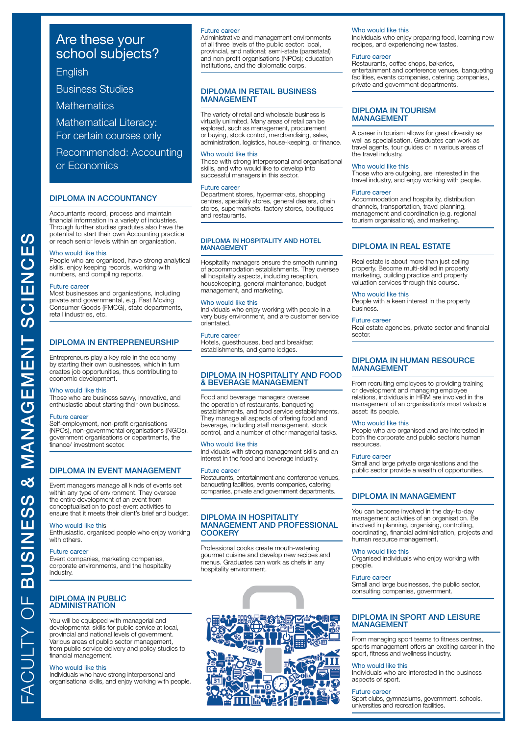# FACULTY OF BUSINESS & MANAGEMENT SCIENCES

## Are these your school subjects?

English

Business Studies

Mathematics

Mathematical Literacy: For certain courses only

Recommended: Accounting or Economics

## DIPLOMA IN ACCOUNTANCY

Accountants record, process and maintain financial information in a variety of industries. Through further studies gradutes also have the potential to start their own Accounting practice or reach senior levels within an organisation.

### Who would like this

People who are organised, have strong analytical skills, enjoy keeping records, working with numbers, and compiling reports.

### Future career

Most businesses and organisations, including private and governmental, e.g. Fast Moving Consumer Goods (FMCG), state departments, retail industries, etc.

## DIPLOMA IN ENTREPRENEURSHIP

Entrepreneurs play a key role in the economy by starting their own businesses, which in turn creates job opportunities, thus contributing to economic development.

### Who would like this

Those who are business savvy, innovative, and enthusiastic about starting their own business.

### Future career

Self-employment, non-profit organisations (NPOs), non-governmental organisations (NGOs), government organisations or departments, the finance/ investment sector.

## DIPLOMA IN EVENT MANAGEMENT

Event managers manage all kinds of events set within any type of environment. They oversee the entire development of an event from conceptualisation to post-event activities to ensure that it meets their client's brief and budget.

### Who would like this

Enthusiastic, organised people who enjoy working with others.

### Future career

Event companies, marketing companies, corporate environments, and the hospitality industry.

## DIPLOMA IN PUBLIC ADMINISTRATION

You will be equipped with managerial and developmental skills for public service at local, provincial and national levels of government. Various areas of public sector management, from public service delivery and policy studies to financial management.

### Who would like this

Individuals who have strong interpersonal and organisational skills, and enjoy working with people.

### Future career

Administrative and management environments of all three levels of the public sector: local, provincial, and national; semi-state (parastatal) and non-profit organisations (NPOs); education institutions, and the diplomatic corps.

## DIPLOMA IN RETAIL BUSINESS MANAGEMENT

The variety of retail and wholesale business is virtually unlimited. Many areas of retail can be explored, such as management, procurement or buying, stock control, merchandising, sales, administration, logistics, house-keeping, or finance.

### Who would like this

Those with strong interpersonal and organisational skills, and who would like to develop into successful managers in this sector.

### Future career

Department stores, hypermarkets, shopping centres, speciality stores, general dealers, chain stores, supermarkets, factory stores, boutiques and restaurants.

## DIPLOMA IN HOSPITALITY AND HOTEL MANAGEMENT

Hospitality managers ensure the smooth running of accommodation establishments. They oversee all hospitality aspects, including reception, housekeeping, general maintenance, budget management, and marketing.

### Who would like this

Individuals who enjoy working with people in a very busy environment, and are customer service orientated.

### Future career

Hotels, guesthouses, bed and breakfast establishments, and game lodges.

## DIPLOMA IN HOSPITALITY AND FOOD & BEVERAGE MANAGEMENT

Food and beverage managers oversee the operation of restaurants, banqueting establishments, and food service establishments. They manage all aspects of offering food and beverage, including staff management, stock control, and a number of other managerial tasks.

### Who would like this

Individuals with strong management skills and an interest in the food and beverage industry.

### Future career

Restaurants, entertainment and conference venues, banqueting facilities, events companies, catering companies, private and government departments.

## DIPLOMA IN HOSPITALITY MANAGEMENT AND PROFESSIONAL COOKERY

Professional cooks create mouth-watering gourmet cuisine and develop new recipes and menus. Graduates can work as chefs in any hospitality environment.

### Who would like this

Individuals who enjoy preparing food, learning new recipes, and experiencing new tastes.

### Future career

Restaurants, coffee shops, bakeries, entertainment and conference venues, banqueting facilities, events companies, catering companies, private and government departments.

## DIPLOMA IN TOURISM MANAGEMENT

A career in tourism allows for great diversity as well as specialisation. Graduates can work as travel agents, tour guides or in various areas of the travel industry.

### Who would like this

Those who are outgoing, are interested in the travel industry, and enjoy working with people.

### Future career

Accommodation and hospitality, distribution channels, transportation, travel planning, management and coordination (e.g. regional tourism organisations), and marketing.

## DIPLOMA IN REAL ESTATE

Real estate is about more than just selling property. Become multi-skilled in property marketing, building practice and property valuation services through this course.

### Who would like this

People with a keen interest in the property business.

### Future career

Real estate agencies, private sector and financial sector.

## DIPLOMA IN HUMAN RESOURCE MANAGEMENT

From recruiting employees to providing training or development and managing employee relations, individuals in HRM are involved in the management of an organisation's most valuable asset: its people.

### Who would like this

People who are organised and are interested in both the corporate and public sector's human resources.

### Future career

Small and large private organisations and the public sector provide a wealth of opportunities.

## DIPLOMA IN MANAGEMENT

You can become involved in the day-to-day management activities of an organisation. Be involved in planning, organising, controlling, coordinating, financial administration, projects and human resource management.

### Who would like this

Organised individuals who enjoy working with people.

### Future career

Small and large businesses, the public sector, consulting companies, government.

## DIPLOMA IN SPORT AND LEISURE MANAGEMENT

From managing sport teams to fitness centres, sports management offers an exciting career in the sport, fitness and wellness industry.

### Who would like this

Individuals who are interested in the business aspects of sport.

### Future career

Sport clubs, gymnasiums, government, schools, universities and recreation facilities.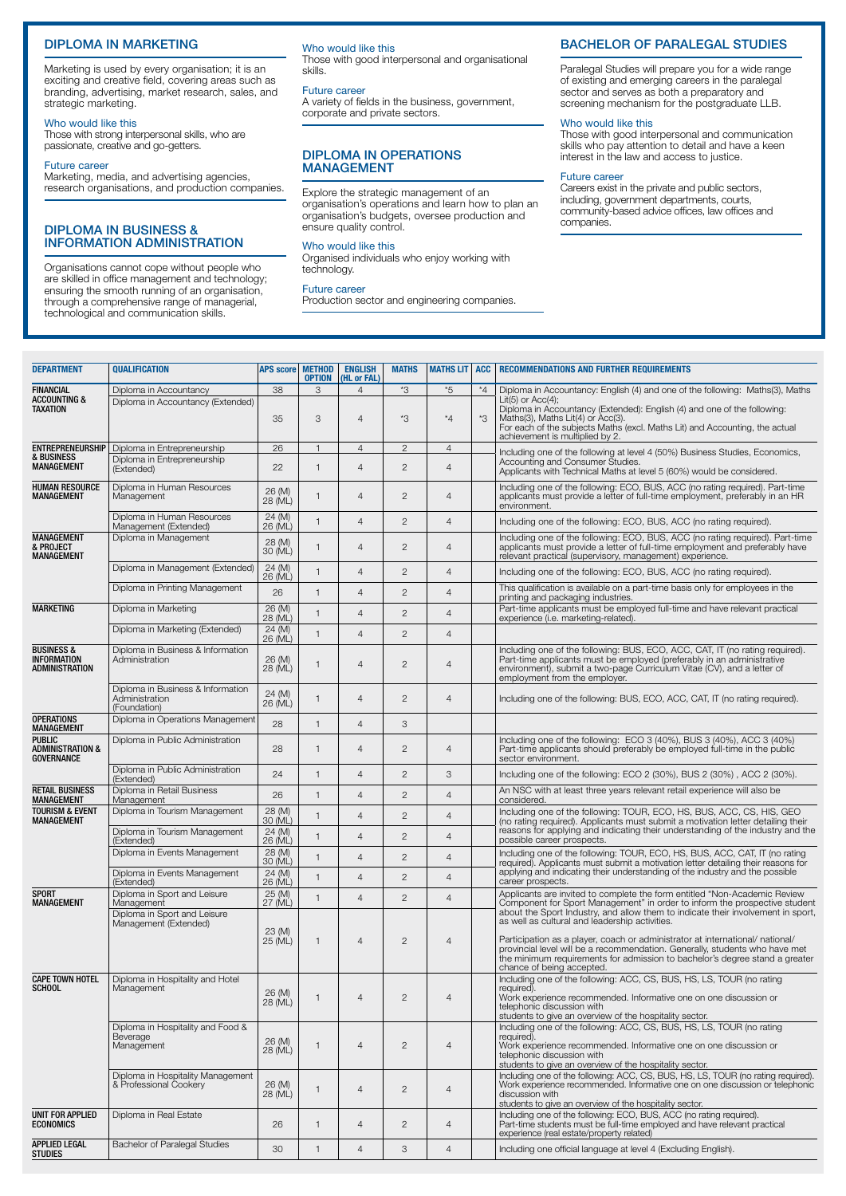## DIPLOMA IN MARKETING

Marketing is used by every organisation; it is an exciting and creative field, covering areas such as branding, advertising, market research, sales, and strategic marketing.

**Who would like this**
Those with strong interpersonal skills, who are passionate, creative and go-getters.

**Future career**
Marketing, media, and advertising agencies, research organisations, and production companies.

## DIPLOMA IN BUSINESS & INFORMATION ADMINISTRATION

Organisations cannot cope without people who are skilled in office management and technology; ensuring the smooth running of an organisation, through a comprehensive range of managerial, technological and communication skills.

**Who would like this**
Those with good interpersonal and organisational skills.

**Future career**
A variety of fields in the business, government, corporate and private sectors.

## DIPLOMA IN OPERATIONS MANAGEMENT

Explore the strategic management of an organisation's operations and learn how to plan an organisation's budgets, oversee production and ensure quality control.

**Who would like this**
Organised individuals who enjoy working with technology.

**Future career**
Production sector and engineering companies.

## BACHELOR OF PARALEGAL STUDIES

Paralegal Studies will prepare you for a wide range of existing and emerging careers in the paralegal sector and serves as both a preparatory and screening mechanism for the postgraduate LLB.

**Who would like this**
Those with good interpersonal and communication skills who pay attention to detail and have a keen interest in the law and access to justice.

**Future career**
Careers exist in the private and public sectors, including, government departments, courts, community-based advice offices, law offices and companies.

| DEPARTMENT | QUALIFICATION | APS score | METHOD OPTION | ENGLISH (HL or FAL) | MATHS | MATHS LIT | ACC | RECOMMENDATIONS AND FURTHER REQUIREMENTS |
|---|---|---|---|---|---|---|---|---|
| FINANCIAL ACCOUNTING & TAXATION | Diploma in Accountancy | 38 | 3 | 4 | *3 | *5 | *4 | Diploma in Accountancy: English (4) and one of the following: Maths(3), Maths Lit(5) or Acc(4); Diploma in Accountancy (Extended): English (4) and one of the following: Maths(3), Maths Lit(4) or Acc(3). For each of the subjects Maths (excl. Maths Lit) and Accounting, the actual achievement is multiplied by 2. |
| | Diploma in Accountancy (Extended) | 35 | 3 | 4 | *3 | *4 | *3 | |
| ENTREPRENEURSHIP & BUSINESS MANAGEMENT | Diploma in Entrepreneurship | 26 | 1 | 4 | 2 | 4 | | Including one of the following at level 4 (50%) Business Studies, Economics, Accounting and Consumer Studies. Applicants with Technical Maths at level 5 (60%) would be considered. |
| | Diploma in Entrepreneurship (Extended) | 22 | 1 | 4 | 2 | 4 | | |
| HUMAN RESOURCE MANAGEMENT | Diploma in Human Resources Management | 26 (M) 28 (ML) | 1 | 4 | 2 | 4 | | Including one of the following: ECO, BUS, ACC (no rating required). Part-time applicants must provide a letter of full-time employment, preferably in an HR environment. |
| | Diploma in Human Resources Management (Extended) | 24 (M) 26 (ML) | 1 | 4 | 2 | 4 | | Including one of the following: ECO, BUS, ACC (no rating required). |
| MANAGEMENT & PROJECT MANAGEMENT | Diploma in Management | 28 (M) 30 (ML) | 1 | 4 | 2 | 4 | | Including one of the following: ECO, BUS, ACC (no rating required). Part-time applicants must provide a letter of full-time employment and preferably have relevant practical (supervisory, management) experience. |
| | Diploma in Management (Extended) | 24 (M) 26 (ML) | 1 | 4 | 2 | 4 | | Including one of the following: ECO, BUS, ACC (no rating required). |
| | Diploma in Printing Management | 26 | 1 | 4 | 2 | 4 | | This qualification is available on a part-time basis only for employees in the printing and packaging industries. |
| MARKETING | Diploma in Marketing | 26 (M) 28 (ML) | 1 | 4 | 2 | 4 | | Part-time applicants must be employed full-time and have relevant practical experience (i.e. marketing-related). |
| | Diploma in Marketing (Extended) | 24 (M) 26 (ML) | 1 | 4 | 2 | 4 | | |
| BUSINESS & INFORMATION ADMINISTRATION | Diploma in Business & Information Administration | 26 (M) 28 (ML) | 1 | 4 | 2 | 4 | | Including one of the following: BUS, ECO, ACC, CAT, IT (no rating required). Part-time applicants must be employed (preferably in an administrative environment), submit a two-page Curriculum Vitae (CV), and a letter of employment from the employer. |
| | Diploma in Business & Information Administration (Foundation) | 24 (M) 26 (ML) | 1 | 4 | 2 | 4 | | Including one of the following: BUS, ECO, ACC, CAT, IT (no rating required). |
| OPERATIONS MANAGEMENT | Diploma in Operations Management | 28 | 1 | 4 | 3 | | | |
| PUBLIC ADMINISTRATION & GOVERNANCE | Diploma in Public Administration | 28 | 1 | 4 | 2 | 4 | | Including one of the following: ECO 3 (40%), BUS 3 (40%), ACC 3 (40%) Part-time applicants should preferably be employed full-time in the public sector environment. |
| | Diploma in Public Administration (Extended) | 24 | 1 | 4 | 2 | 3 | | Including one of the following: ECO 2 (30%), BUS 2 (30%) , ACC 2 (30%). |
| RETAIL BUSINESS MANAGEMENT | Diploma in Retail Business Management | 26 | 1 | 4 | 2 | 4 | | An NSC with at least three years relevant retail experience will also be considered. |
| TOURISM & EVENT MANAGEMENT | Diploma in Tourism Management | 28 (M) 30 (ML) | 1 | 4 | 2 | 4 | | Including one of the following: TOUR, ECO, HS, BUS, ACC, CS, HIS, GEO (no rating required). Applicants must submit a motivation letter detailing their reasons for applying and indicating their understanding of the industry and the possible career prospects. |
| | Diploma in Tourism Management (Extended) | 24 (M) 26 (ML) | 1 | 4 | 2 | 4 | | |
| | Diploma in Events Management | 28 (M) 30 (ML) | 1 | 4 | 2 | 4 | | Including one of the following: TOUR, ECO, HS, BUS, ACC, CAT, IT (no rating required). Applicants must submit a motivation letter detailing their reasons for applying and indicating their understanding of the industry and the possible career prospects. |
| | Diploma in Events Management (Extended) | 24 (M) 26 (ML) | 1 | 4 | 2 | 4 | | |
| SPORT MANAGEMENT | Diploma in Sport and Leisure Management | 25 (M) 27 (ML) | 1 | 4 | 2 | 4 | | Applicants are invited to complete the form entitled "Non-Academic Review Component for Sport Management" in order to inform the prospective student about the Sport Industry, and allow them to indicate their involvement in sport, as well as cultural and leadership activities. Participation as a player, coach or administrator at international/ national/ provincial level will be a recommendation. Generally, students who have met the minimum requirements for admission to bachelor's degree stand a greater chance of being accepted. |
| | Diploma in Sport and Leisure Management (Extended) | 23 (M) 25 (ML) | 1 | 4 | 2 | 4 | | |
| CAPE TOWN HOTEL SCHOOL | Diploma in Hospitality and Hotel Management | 26 (M) 28 (ML) | 1 | 4 | 2 | 4 | | Including one of the following: ACC, CS, BUS, HS, LS, TOUR (no rating required). Work experience recommended. Informative one on one discussion or telephonic discussion with students to give an overview of the hospitality sector. |
| | Diploma in Hospitality and Food & Beverage Management | 26 (M) 28 (ML) | 1 | 4 | 2 | 4 | | Including one of the following: ACC, CS, BUS, HS, LS, TOUR (no rating required). Work experience recommended. Informative one on one discussion or telephonic discussion with students to give an overview of the hospitality sector. |
| | Diploma in Hospitality Management & Professional Cookery | 26 (M) 28 (ML) | 1 | 4 | 2 | 4 | | Including one of the following: ACC, CS, BUS, HS, LS, TOUR (no rating required). Work experience recommended. Informative one on one discussion or telephonic discussion with students to give an overview of the hospitality sector. |
| UNIT FOR APPLIED ECONOMICS | Diploma in Real Estate | 26 | 1 | 4 | 2 | 4 | | Including one of the following: ECO, BUS, ACC (no rating required). Part-time students must be full-time employed and have relevant practical experience (real estate/property related) |
| APPLIED LEGAL STUDIES | Bachelor of Paralegal Studies | 30 | 1 | 4 | 3 | 4 | | Including one official language at level 4 (Excluding English). |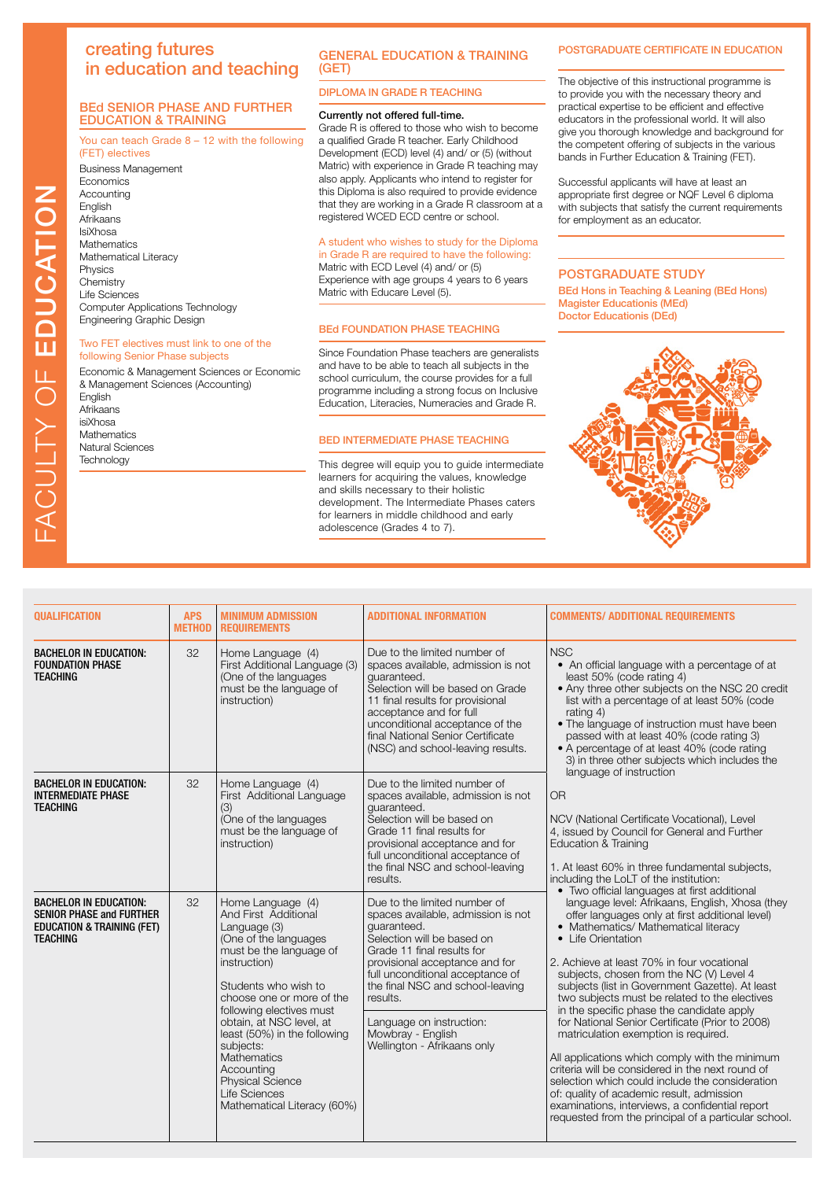# FACULTY OF EDUCATION

## creating futures in education and teaching

### BEd SENIOR PHASE AND FURTHER EDUCATION & TRAINING

You can teach Grade 8 – 12 with the following (FET) electives

- Business Management
- Economics
- Accounting
- English
- Afrikaans
- IsiXhosa
- Mathematics
- Mathematical Literacy
- Physics
- Chemistry
- Life Sciences
- Computer Applications Technology
- Engineering Graphic Design

Two FET electives must link to one of the following Senior Phase subjects

- Economic & Management Sciences or Economic & Management Sciences (Accounting)
- English
- Afrikaans
- isiXhosa
- Mathematics
- Natural Sciences
- Technology

## GENERAL EDUCATION & TRAINING (GET)

### DIPLOMA IN GRADE R TEACHING

**Currently not offered full-time.**
Grade R is offered to those who wish to become a qualified Grade R teacher. Early Childhood Development (ECD) level (4) and/ or (5) (without Matric) with experience in Grade R teaching may also apply. Applicants who intend to register for this Diploma is also required to provide evidence that they are working in a Grade R classroom at a registered WCED ECD centre or school.

A student who wishes to study for the Diploma in Grade R are required to have the following:
Matric with ECD Level (4) and/ or (5)
Experience with age groups 4 years to 6 years
Matric with Educare Level (5).

### BEd FOUNDATION PHASE TEACHING

Since Foundation Phase teachers are generalists and have to be able to teach all subjects in the school curriculum, the course provides for a full programme including a strong focus on Inclusive Education, Literacies, Numeracies and Grade R.

### BED INTERMEDIATE PHASE TEACHING

This degree will equip you to guide intermediate learners for acquiring the values, knowledge and skills necessary to their holistic development. The Intermediate Phases caters for learners in middle childhood and early adolescence (Grades 4 to 7).

### POSTGRADUATE CERTIFICATE IN EDUCATION

The objective of this instructional programme is to provide you with the necessary theory and practical expertise to be efficient and effective educators in the professional world. It will also give you thorough knowledge and background for the competent offering of subjects in the various bands in Further Education & Training (FET).

Successful applicants will have at least an appropriate first degree or NQF Level 6 diploma with subjects that satisfy the current requirements for employment as an educator.

## POSTGRADUATE STUDY

**BEd Hons in Teaching & Leaning (BEd Hons)**
**Magister Educationis (MEd)**
**Doctor Educationis (DEd)**

| QUALIFICATION | APS METHOD | MINIMUM ADMISSION REQUIREMENTS | ADDITIONAL INFORMATION | COMMENTS/ ADDITIONAL REQUIREMENTS |
|---|---|---|---|---|
| **BACHELOR IN EDUCATION: FOUNDATION PHASE TEACHING** | 32 | Home Language (4)<br>First Additional Language (3)<br>(One of the languages must be the language of instruction) | Due to the limited number of spaces available, admission is not guaranteed.<br>Selection will be based on Grade 11 final results for provisional acceptance and for full unconditional acceptance of the final National Senior Certificate (NSC) and school-leaving results. | NSC<br>• An official language with a percentage of at least 50% (code rating 4)<br>• Any three other subjects on the NSC 20 credit list with a percentage of at least 50% (code rating 4)<br>• The language of instruction must have been passed with at least 40% (code rating 3)<br>• A percentage of at least 40% (code rating 3) in three other subjects which includes the language of instruction<br><br>OR<br><br>NCV (National Certificate Vocational), Level 4, issued by Council for General and Further Education & Training<br><br>1. At least 60% in three fundamental subjects, including the LoLT of the institution:<br>• Two official languages at first additional language level: Afrikaans, English, Xhosa (they offer languages only at first additional level)<br>• Mathematics/ Mathematical literacy<br>• Life Orientation<br><br>2. Achieve at least 70% in four vocational subjects, chosen from the NC (V) Level 4 subjects (list in Government Gazette). At least two subjects must be related to the electives in the specific phase the candidate apply for National Senior Certificate (Prior to 2008) matriculation exemption is required.<br><br>All applications which comply with the minimum criteria will be considered in the next round of selection which could include the consideration of: quality of academic result, admission examinations, interviews, a confidential report requested from the principal of a particular school. |
| **BACHELOR IN EDUCATION: INTERMEDIATE PHASE TEACHING** | 32 | Home Language (4)<br>First Additional Language (3)<br>(One of the languages must be the language of instruction) | Due to the limited number of spaces available, admission is not guaranteed.<br>Selection will be based on Grade 11 final results for provisional acceptance and for full unconditional acceptance of the final NSC and school-leaving results. | |
| **BACHELOR IN EDUCATION: SENIOR PHASE and FURTHER EDUCATION & TRAINING (FET) TEACHING** | 32 | Home Language (4)<br>And First Additional Language (3)<br>(One of the languages must be the language of instruction)<br><br>Students who wish to choose one or more of the following electives must obtain, at NSC level, at least (50%) in the following subjects:<br>Mathematics<br>Accounting<br>Physical Science<br>Life Sciences<br>Mathematical Literacy (60%) | Due to the limited number of spaces available, admission is not guaranteed.<br>Selection will be based on Grade 11 final results for provisional acceptance and for full unconditional acceptance of the final NSC and school-leaving results.<br><br>Language on instruction:<br>Mowbray - English<br>Wellington - Afrikaans only | |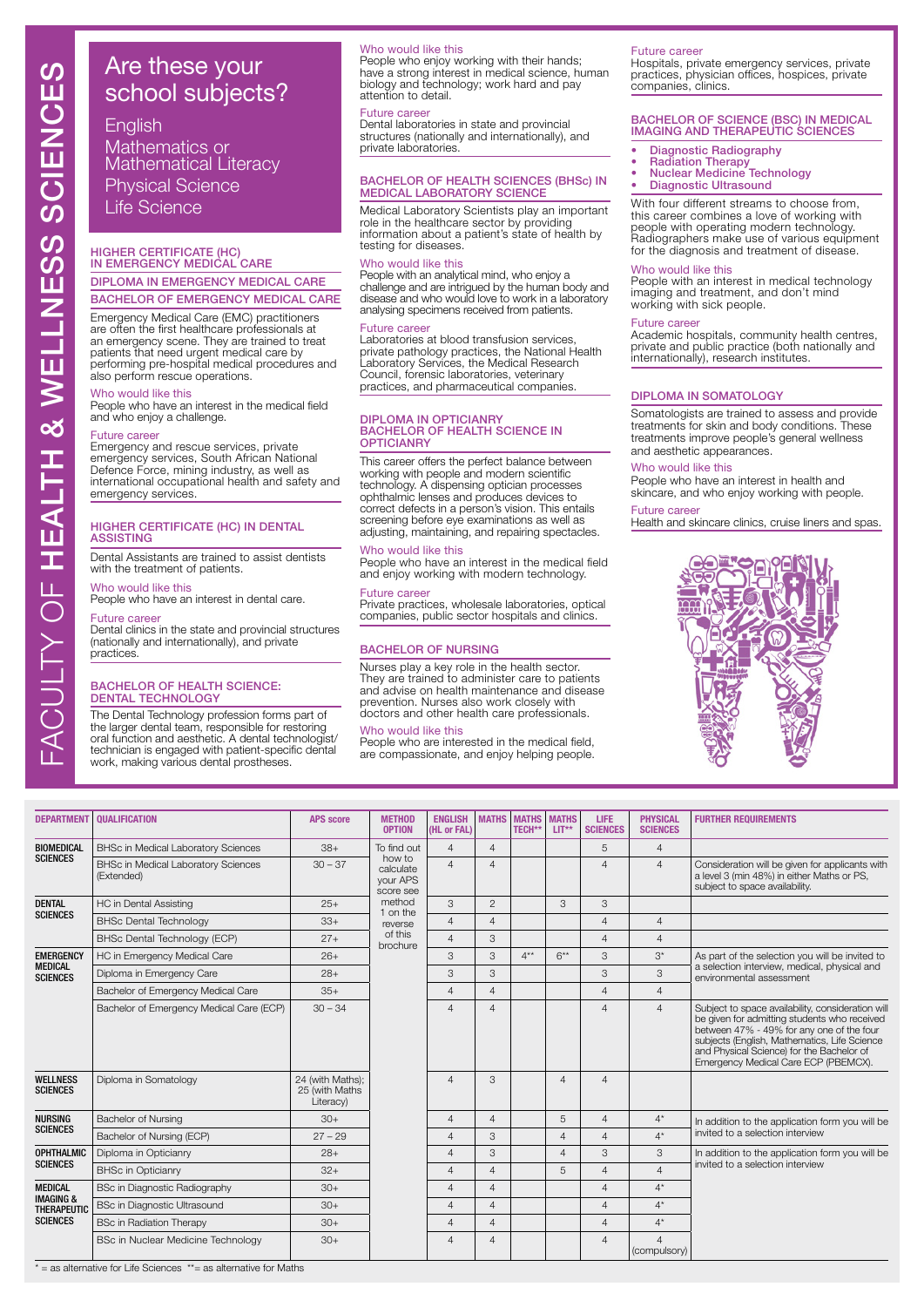# FACULTY OF HEALTH & WELLNESS SCIENCES

## Are these your school subjects?

- English
- Mathematics or Mathematical Literacy
- Physical Science
- Life Science

### HIGHER CERTIFICATE (HC) IN EMERGENCY MEDICAL CARE
### DIPLOMA IN EMERGENCY MEDICAL CARE
### BACHELOR OF EMERGENCY MEDICAL CARE

Emergency Medical Care (EMC) practitioners are often the first healthcare professionals at an emergency scene. They are trained to treat patients that need urgent medical care by performing pre-hospital medical procedures and also perform rescue operations.

**Who would like this**

People who have an interest in the medical field and who enjoy a challenge.

**Future career**

Emergency and rescue services, private emergency services, South African National Defence Force, mining industry, as well as international occupational health and safety and emergency services.

### HIGHER CERTIFICATE (HC) IN DENTAL ASSISTING

Dental Assistants are trained to assist dentists with the treatment of patients.

**Who would like this**

People who have an interest in dental care.

**Future career**

Dental clinics in the state and provincial structures (nationally and internationally), and private practices.

### BACHELOR OF HEALTH SCIENCE: DENTAL TECHNOLOGY

The Dental Technology profession forms part of the larger dental team, responsible for restoring oral function and aesthetic. A dental technologist/ technician is engaged with patient-specific dental work, making various dental prostheses.

**Who would like this**

People who enjoy working with their hands; have a strong interest in medical science, human biology and technology; work hard and pay attention to detail.

**Future career**

Dental laboratories in state and provincial structures (nationally and internationally), and private laboratories.

### BACHELOR OF HEALTH SCIENCES (BHSc) IN MEDICAL LABORATORY SCIENCE

Medical Laboratory Scientists play an important role in the healthcare sector by providing information about a patient's state of health by testing for diseases.

**Who would like this**

People with an analytical mind, who enjoy a challenge and are intrigued by the human body and disease and who would love to work in a laboratory analysing specimens received from patients.

**Future career**

Laboratories at blood transfusion services, private pathology practices, the National Health Laboratory Services, the Medical Research Council, forensic laboratories, veterinary practices, and pharmaceutical companies.

### DIPLOMA IN OPTICIANRY
### BACHELOR OF HEALTH SCIENCE IN OPTICIANRY

This career offers the perfect balance between working with people and modern scientific technology. A dispensing optician processes ophthalmic lenses and produces devices to correct defects in a person's vision. This entails screening before eye examinations as well as adjusting, maintaining, and repairing spectacles.

**Who would like this**

People who have an interest in the medical field and enjoy working with modern technology.

**Future career**

Private practices, wholesale laboratories, optical companies, public sector hospitals and clinics.

### BACHELOR OF NURSING

Nurses play a key role in the health sector. They are trained to administer care to patients and advise on health maintenance and disease prevention. Nurses also work closely with doctors and other health care professionals.

**Who would like this**

People who are interested in the medical field, are compassionate, and enjoy helping people.

**Future career**

Hospitals, private emergency services, private practices, physician offices, hospices, private companies, clinics.

### BACHELOR OF SCIENCE (BSC) IN MEDICAL IMAGING AND THERAPEUTIC SCIENCES

- Diagnostic Radiography
- Radiation Therapy
- Nuclear Medicine Technology
- Diagnostic Ultrasound

With four different streams to choose from, this career combines a love of working with people with operating modern technology. Radiographers make use of various equipment for the diagnosis and treatment of disease.

**Who would like this**

People with an interest in medical technology imaging and treatment, and don't mind working with sick people.

**Future career**

Academic hospitals, community health centres, private and public practice (both nationally and internationally), research institutes.

### DIPLOMA IN SOMATOLOGY

Somatologists are trained to assess and provide treatments for skin and body conditions. These treatments improve people's general wellness and aesthetic appearances.

**Who would like this**

People who have an interest in health and skincare, and who enjoy working with people.

**Future career**

Health and skincare clinics, cruise liners and spas.

| DEPARTMENT | QUALIFICATION | APS score | METHOD OPTION | ENGLISH (HL or FAL) | MATHS | MATHS TECH** | MATHS LIT** | LIFE SCIENCES | PHYSICAL SCIENCES | FURTHER REQUIREMENTS |
|---|---|---|---|---|---|---|---|---|---|---|
| BIOMEDICAL SCIENCES | BHSc in Medical Laboratory Sciences | 38+ | To find out how to calculate your APS score see method 1 on the reverse of this brochure | 4 | 4 | | | 5 | 4 | |
| | BHSc in Medical Laboratory Sciences (Extended) | 30 – 37 | | 4 | 4 | | | 4 | 4 | Consideration will be given for applicants with a level 3 (min 48%) in either Maths or PS, subject to space availability. |
| DENTAL SCIENCES | HC in Dental Assisting | 25+ | | 3 | 2 | | 3 | 3 | | |
| | BHSc Dental Technology | 33+ | | 4 | 4 | | | 4 | 4 | |
| | BHSc Dental Technology (ECP) | 27+ | | 4 | 3 | | | 4 | 4 | |
| EMERGENCY MEDICAL SCIENCES | HC in Emergency Medical Care | 26+ | | 3 | 3 | 4** | 6** | 3 | 3* | As part of the selection you will be invited to a selection interview, medical, physical and environmental assessment |
| | Diploma in Emergency Care | 28+ | | 3 | 3 | | | 3 | 3 | |
| | Bachelor of Emergency Medical Care | 35+ | | 4 | 4 | | | 4 | 4 | |
| | Bachelor of Emergency Medical Care (ECP) | 30 – 34 | | 4 | 4 | | | 4 | 4 | Subject to space availability, consideration will be given for admitting students who received between 47% - 49% for any one of the four subjects (English, Mathematics, Life Science and Physical Science) for the Bachelor of Emergency Medical Care ECP (PBEMCX). |
| WELLNESS SCIENCES | Diploma in Somatology | 24 (with Maths); 25 (with Maths Literacy) | | 4 | 3 | | 4 | 4 | | |
| NURSING SCIENCES | Bachelor of Nursing | 30+ | | 4 | 4 | | 5 | 4 | 4* | In addition to the application form you will be invited to a selection interview |
| | Bachelor of Nursing (ECP) | 27 – 29 | | 4 | 3 | | 4 | 4 | 4* | |
| OPHTHALMIC SCIENCES | Diploma in Opticianry | 28+ | | 4 | 3 | | 4 | 3 | 3 | In addition to the application form you will be invited to a selection interview |
| | BHSc in Opticianry | 32+ | | 4 | 4 | | 5 | 4 | 4 | |
| MEDICAL IMAGING & THERAPEUTIC SCIENCES | BSc in Diagnostic Radiography | 30+ | | 4 | 4 | | | 4 | 4* | |
| | BSc in Diagnostic Ultrasound | 30+ | | 4 | 4 | | | 4 | 4* | |
| | BSc in Radiation Therapy | 30+ | | 4 | 4 | | | 4 | 4* | |
| | BSc in Nuclear Medicine Technology | 30+ | | 4 | 4 | | | 4 | 4 (compulsory) | |

* = as alternative for Life Sciences ** = as alternative for Maths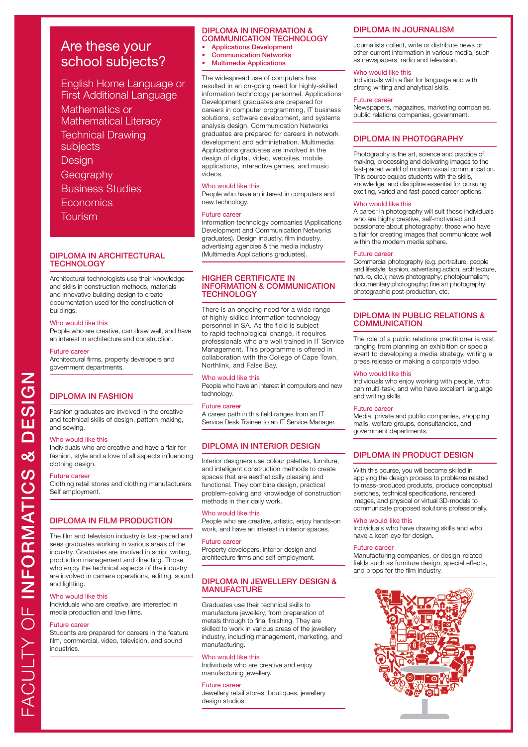# FACULTY OF INFORMATICS & DESIGN

## Are these your school subjects?

- English Home Language or First Additional Language
- Mathematics or Mathematical Literacy
- Technical Drawing subjects
- Design
- Geography
- Business Studies
- Economics
- Tourism

## DIPLOMA IN ARCHITECTURAL TECHNOLOGY

Architectural technologists use their knowledge and skills in construction methods, materials and innovative building design to create documentation used for the construction of buildings.

**Who would like this**
People who are creative, can draw well, and have an interest in architecture and construction.

**Future career**
Architectural firms, property developers and government departments.

## DIPLOMA IN FASHION

Fashion graduates are involved in the creative and technical skills of design, pattern-making, and sewing.

**Who would like this**
Individuals who are creative and have a flair for fashion, style and a love of all aspects influencing clothing design.

**Future career**
Clothing retail stores and clothing manufacturers. Self employment.

## DIPLOMA IN FILM PRODUCTION

The film and television industry is fast-paced and sees graduates working in various areas of the industry. Graduates are involved in script writing, production management and directing. Those who enjoy the technical aspects of the industry are involved in camera operations, editing, sound and lighting.

**Who would like this**
Individuals who are creative, are interested in media production and love films.

**Future career**
Students are prepared for careers in the feature film, commercial, video, television, and sound industries.

## DIPLOMA IN INFORMATION & COMMUNICATION TECHNOLOGY

- Applications Development
- Communication Networks
- Multimedia Applications

The widespread use of computers has resulted in an on-going need for highly-skilled information technology personnel. Applications Development graduates are prepared for careers in computer programming, IT business solutions, software development, and systems analysis design. Communication Networks graduates are prepared for careers in network development and administration. Multimedia Applications graduates are involved in the design of digital, video, websites, mobile applications, interactive games, and music videos.

**Who would like this**
People who have an interest in computers and new technology.

**Future career**
Information technology companies (Applications Development and Communication Networks graduates). Design industry, film industry, advertising agencies & the media industry (Multimedia Applications graduates).

## HIGHER CERTIFICATE IN INFORMATION & COMMUNICATION TECHNOLOGY

There is an ongoing need for a wide range of highly-skilled information technology personnel in SA. As the field is subject to rapid technological change, it requires professionals who are well trained in IT Service Management. This programme is offered in collaboration with the College of Cape Town, Northlink, and False Bay.

**Who would like this**
People who have an interest in computers and new technology.

**Future career**
A career path in this field ranges from an IT Service Desk Trainee to an IT Service Manager.

## DIPLOMA IN INTERIOR DESIGN

Interior designers use colour palettes, furniture, and intelligent construction methods to create spaces that are aesthetically pleasing and functional. They combine design, practical problem-solving and knowledge of construction methods in their daily work.

**Who would like this**
People who are creative, artistic, enjoy hands-on work, and have an interest in interior spaces.

**Future career**
Property developers, interior design and architecture firms and self-employment.

## DIPLOMA IN JEWELLERY DESIGN & MANUFACTURE

Graduates use their technical skills to manufacture jewellery, from preparation of metals through to final finishing. They are skilled to work in various areas of the jewellery industry, including management, marketing, and manufacturing.

**Who would like this**
Individuals who are creative and enjoy manufacturing jewellery.

**Future career**
Jewellery retail stores, boutiques, jewellery design studios.

## DIPLOMA IN JOURNALISM

Journalists collect, write or distribute news or other current information in various media, such as newspapers, radio and television.

**Who would like this**
Individuals with a flair for language and with strong writing and analytical skills.

**Future career**
Newspapers, magazines, marketing companies, public relations companies, government.

## DIPLOMA IN PHOTOGRAPHY

Photography is the art, science and practice of making, processing and delivering images to the fast-paced world of modern visual communication. This course equips students with the skills, knowledge, and discipline essential for pursuing exciting, varied and fast-paced career options.

**Who would like this**
A career in photography will suit those individuals who are highly creative, self-motivated and passionate about photography; those who have a flair for creating images that communicate well within the modern media sphere.

**Future career**
Commercial photography (e.g. portraiture, people and lifestyle, fashion, advertising action, architecture, nature, etc.); news photography; photojournalism; documentary photography; fine art photography; photographic post-production, etc.

## DIPLOMA IN PUBLIC RELATIONS & COMMUNICATION

The role of a public relations practitioner is vast, ranging from planning an exhibition or special event to developing a media strategy, writing a press release or making a corporate video.

**Who would like this**
Individuals who enjoy working with people, who can multi-task, and who have excellent language and writing skills.

**Future career**
Media, private and public companies, shopping malls, welfare groups, consultancies, and government departments.

## DIPLOMA IN PRODUCT DESIGN

With this course, you will become skilled in applying the design process to problems related to mass-produced products, produce conceptual sketches, technical specifications, rendered images, and physical or virtual 3D-models to communicate proposed solutions professionally.

**Who would like this**
Individuals who have drawing skills and who have a keen eye for design.

**Future career**
Manufacturing companies, or design-related fields such as furniture design, special effects, and props for the film industry.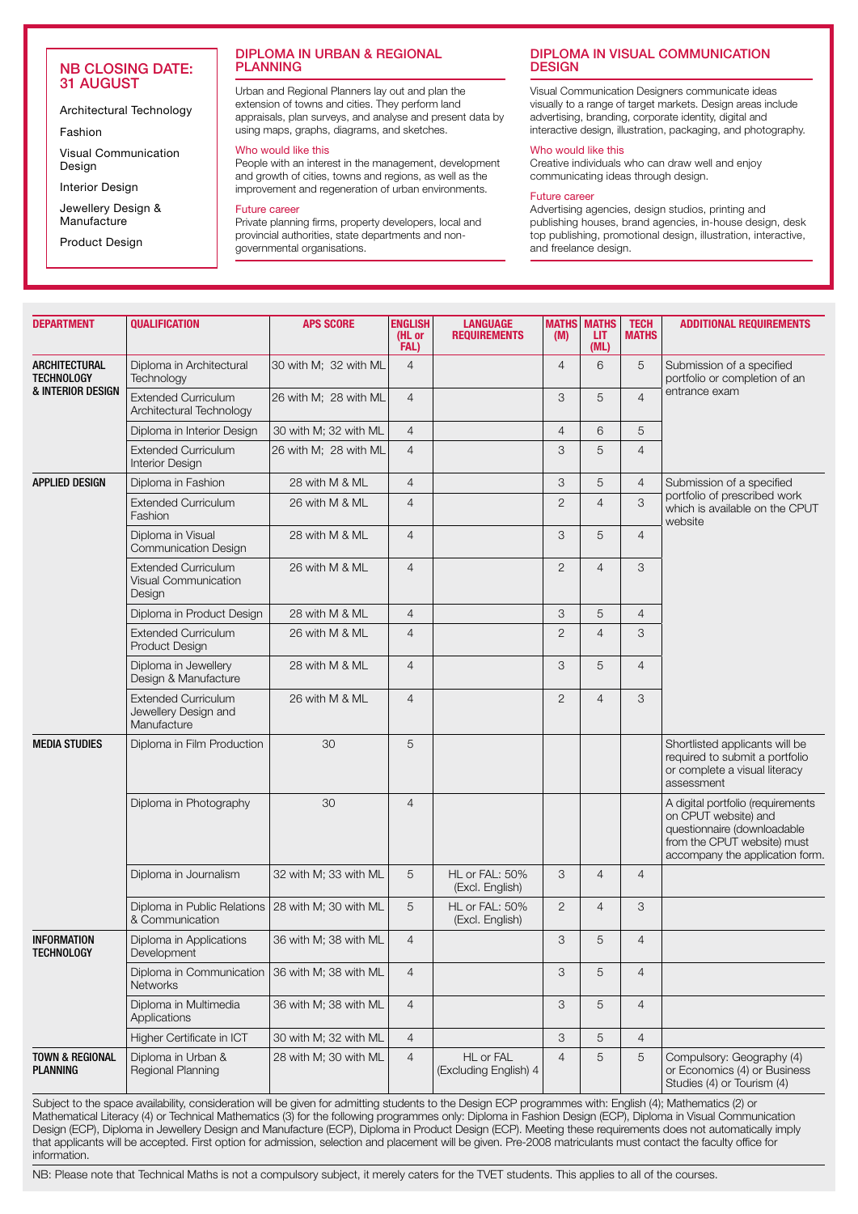## NB CLOSING DATE: 31 AUGUST

- Architectural Technology
- Fashion
- Visual Communication Design
- Interior Design
- Jewellery Design & Manufacture
- Product Design

## DIPLOMA IN URBAN & REGIONAL PLANNING

Urban and Regional Planners lay out and plan the extension of towns and cities. They perform land appraisals, plan surveys, and analyse and present data by using maps, graphs, diagrams, and sketches.

**Who would like this**

People with an interest in the management, development and growth of cities, towns and regions, as well as the improvement and regeneration of urban environments.

**Future career**

Private planning firms, property developers, local and provincial authorities, state departments and non-governmental organisations.

## DIPLOMA IN VISUAL COMMUNICATION DESIGN

Visual Communication Designers communicate ideas visually to a range of target markets. Design areas include advertising, branding, corporate identity, digital and interactive design, illustration, packaging, and photography.

**Who would like this**

Creative individuals who can draw well and enjoy communicating ideas through design.

**Future career**

Advertising agencies, design studios, printing and publishing houses, brand agencies, in-house design, desk top publishing, promotional design, illustration, interactive, and freelance design.

| DEPARTMENT | QUALIFICATION | APS SCORE | ENGLISH (HL or FAL) | LANGUAGE REQUIREMENTS | MATHS (M) | MATHS LIT (ML) | TECH MATHS | ADDITIONAL REQUIREMENTS |
|---|---|---|---|---|---|---|---|---|
| ARCHITECTURAL TECHNOLOGY & INTERIOR DESIGN | Diploma in Architectural Technology | 30 with M; 32 with ML | 4 | | 4 | 6 | 5 | Submission of a specified portfolio or completion of an entrance exam |
| | Extended Curriculum Architectural Technology | 26 with M; 28 with ML | 4 | | 3 | 5 | 4 | |
| | Diploma in Interior Design | 30 with M; 32 with ML | 4 | | 4 | 6 | 5 | |
| | Extended Curriculum Interior Design | 26 with M; 28 with ML | 4 | | 3 | 5 | 4 | |
| APPLIED DESIGN | Diploma in Fashion | 28 with M & ML | 4 | | 3 | 5 | 4 | Submission of a specified portfolio of prescribed work which is available on the CPUT website |
| | Extended Curriculum Fashion | 26 with M & ML | 4 | | 2 | 4 | 3 | |
| | Diploma in Visual Communication Design | 28 with M & ML | 4 | | 3 | 5 | 4 | |
| | Extended Curriculum Visual Communication Design | 26 with M & ML | 4 | | 2 | 4 | 3 | |
| | Diploma in Product Design | 28 with M & ML | 4 | | 3 | 5 | 4 | |
| | Extended Curriculum Product Design | 26 with M & ML | 4 | | 2 | 4 | 3 | |
| | Diploma in Jewellery Design & Manufacture | 28 with M & ML | 4 | | 3 | 5 | 4 | |
| | Extended Curriculum Jewellery Design and Manufacture | 26 with M & ML | 4 | | 2 | 4 | 3 | |
| MEDIA STUDIES | Diploma in Film Production | 30 | 5 | | | | | Shortlisted applicants will be required to submit a portfolio or complete a visual literacy assessment |
| | Diploma in Photography | 30 | 4 | | | | | A digital portfolio (requirements on CPUT website) and questionnaire (downloadable from the CPUT website) must accompany the application form. |
| | Diploma in Journalism | 32 with M; 33 with ML | 5 | HL or FAL: 50% (Excl. English) | 3 | 4 | 4 | |
| | Diploma in Public Relations & Communication | 28 with M; 30 with ML | 5 | HL or FAL: 50% (Excl. English) | 2 | 4 | 3 | |
| INFORMATION TECHNOLOGY | Diploma in Applications Development | 36 with M; 38 with ML | 4 | | 3 | 5 | 4 | |
| | Diploma in Communication Networks | 36 with M; 38 with ML | 4 | | 3 | 5 | 4 | |
| | Diploma in Multimedia Applications | 36 with M; 38 with ML | 4 | | 3 | 5 | 4 | |
| | Higher Certificate in ICT | 30 with M; 32 with ML | 4 | | 3 | 5 | 4 | |
| TOWN & REGIONAL PLANNING | Diploma in Urban & Regional Planning | 28 with M; 30 with ML | 4 | HL or FAL (Excluding English) 4 | 4 | 5 | 5 | Compulsory: Geography (4) or Economics (4) or Business Studies (4) or Tourism (4) |

Subject to the space availability, consideration will be given for admitting students to the Design ECP programmes with: English (4); Mathematics (2) or Mathematical Literacy (4) or Technical Mathematics (3) for the following programmes only: Diploma in Fashion Design (ECP), Diploma in Visual Communication Design (ECP), Diploma in Jewellery Design and Manufacture (ECP), Diploma in Product Design (ECP). Meeting these requirements does not automatically imply that applicants will be accepted. First option for admission, selection and placement will be given. Pre-2008 matriculants must contact the faculty office for information.

NB: Please note that Technical Maths is not a compulsory subject, it merely caters for the TVET students. This applies to all of the courses.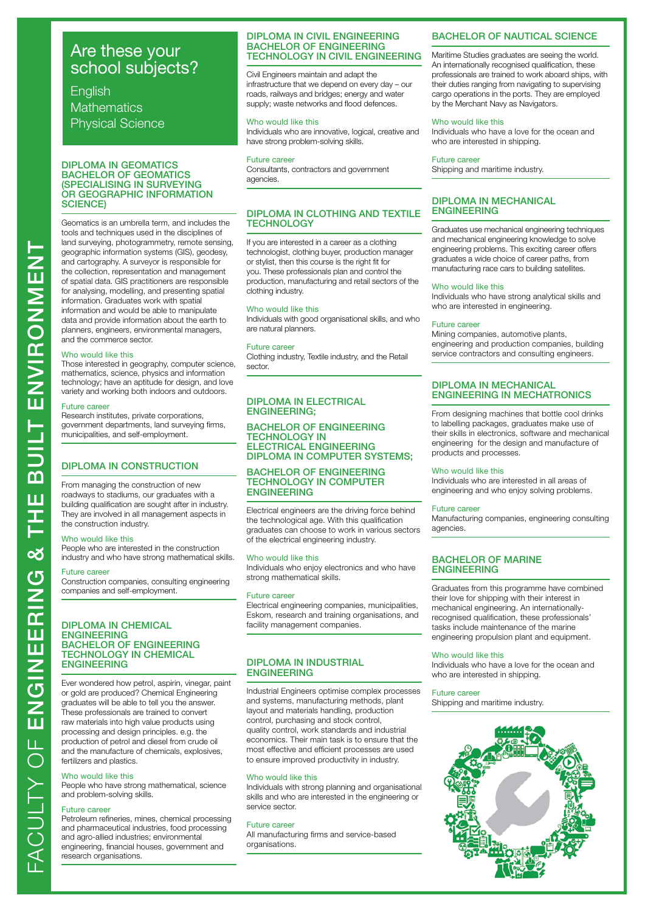# FACULTY OF ENGINEERING & THE BUILT ENVIRONMENT

## Are these your school subjects?

English
Mathematics
Physical Science

## DIPLOMA IN GEOMATICS BACHELOR OF GEOMATICS (SPECIALISING IN SURVEYING OR GEOGRAPHIC INFORMATION SCIENCE)

Geomatics is an umbrella term, and includes the tools and techniques used in the disciplines of land surveying, photogrammetry, remote sensing, geographic information systems (GIS), geodesy, and cartography. A surveyor is responsible for the collection, representation and management of spatial data. GIS practitioners are responsible for analysing, modelling, and presenting spatial information. Graduates work with spatial information and would be able to manipulate data and provide information about the earth to planners, engineers, environmental managers, and the commerce sector.

**Who would like this**
Those interested in geography, computer science, mathematics, science, physics and information technology; have an aptitude for design, and love variety and working both indoors and outdoors.

**Future career**
Research institutes, private corporations, government departments, land surveying firms, municipalities, and self-employment.

## DIPLOMA IN CONSTRUCTION

From managing the construction of new roadways to stadiums, our graduates with a building qualification are sought after in industry. They are involved in all management aspects in the construction industry.

**Who would like this**
People who are interested in the construction industry and who have strong mathematical skills.

**Future career**
Construction companies, consulting engineering companies and self-employment.

## DIPLOMA IN CHEMICAL ENGINEERING BACHELOR OF ENGINEERING TECHNOLOGY IN CHEMICAL ENGINEERING

Ever wondered how petrol, aspirin, vinegar, paint or gold are produced? Chemical Engineering graduates will be able to tell you the answer. These professionals are trained to convert raw materials into high value products using processing and design principles. e.g. the production of petrol and diesel from crude oil and the manufacture of chemicals, explosives, fertilizers and plastics.

**Who would like this**
People who have strong mathematical, science and problem-solving skills.

**Future career**
Petroleum refineries, mines, chemical processing and pharmaceutical industries, food processing and agro-allied industries; environmental engineering, financial houses, government and research organisations.

## DIPLOMA IN CIVIL ENGINEERING BACHELOR OF ENGINEERING TECHNOLOGY IN CIVIL ENGINEERING

Civil Engineers maintain and adapt the infrastructure that we depend on every day – our roads, railways and bridges; energy and water supply; waste networks and flood defences.

**Who would like this**
Individuals who are innovative, logical, creative and have strong problem-solving skills.

**Future career**
Consultants, contractors and government agencies.

## DIPLOMA IN CLOTHING AND TEXTILE TECHNOLOGY

If you are interested in a career as a clothing technologist, clothing buyer, production manager or stylist, then this course is the right fit for you. These professionals plan and control the production, manufacturing and retail sectors of the clothing industry.

**Who would like this**
Individuals with good organisational skills, and who are natural planners.

**Future career**
Clothing industry, Textile industry, and the Retail sector.

## DIPLOMA IN ELECTRICAL ENGINEERING;

## BACHELOR OF ENGINEERING TECHNOLOGY IN ELECTRICAL ENGINEERING DIPLOMA IN COMPUTER SYSTEMS;

## BACHELOR OF ENGINEERING TECHNOLOGY IN COMPUTER ENGINEERING

Electrical engineers are the driving force behind the technological age. With this qualification graduates can choose to work in various sectors of the electrical engineering industry.

**Who would like this**
Individuals who enjoy electronics and who have strong mathematical skills.

**Future career**
Electrical engineering companies, municipalities, Eskom, research and training organisations, and facility management companies.

## DIPLOMA IN INDUSTRIAL ENGINEERING

Industrial Engineers optimise complex processes and systems, manufacturing methods, plant layout and materials handling, production control, purchasing and stock control, quality control, work standards and industrial economics. Their main task is to ensure that the most effective and efficient processes are used to ensure improved productivity in industry.

**Who would like this**
Individuals with strong planning and organisational skills and who are interested in the engineering or service sector.

**Future career**
All manufacturing firms and service-based organisations.

## BACHELOR OF NAUTICAL SCIENCE

Maritime Studies graduates are seeing the world. An internationally recognised qualification, these professionals are trained to work aboard ships, with their duties ranging from navigating to supervising cargo operations in the ports. They are employed by the Merchant Navy as Navigators.

**Who would like this**
Individuals who have a love for the ocean and who are interested in shipping.

**Future career**
Shipping and maritime industry.

## DIPLOMA IN MECHANICAL ENGINEERING

Graduates use mechanical engineering techniques and mechanical engineering knowledge to solve engineering problems. This exciting career offers graduates a wide choice of career paths, from manufacturing race cars to building satellites.

**Who would like this**
Individuals who have strong analytical skills and who are interested in engineering.

**Future career**
Mining companies, automotive plants, engineering and production companies, building service contractors and consulting engineers.

## DIPLOMA IN MECHANICAL ENGINEERING IN MECHATRONICS

From designing machines that bottle cool drinks to labelling packages, graduates make use of their skills in electronics, software and mechanical engineering for the design and manufacture of products and processes.

**Who would like this**
Individuals who are interested in all areas of engineering and who enjoy solving problems.

**Future career**
Manufacturing companies, engineering consulting agencies.

## BACHELOR OF MARINE ENGINEERING

Graduates from this programme have combined their love for shipping with their interest in mechanical engineering. An internationally-recognised qualification, these professionals' tasks include maintenance of the marine engineering propulsion plant and equipment.

**Who would like this**
Individuals who have a love for the ocean and who are interested in shipping.

**Future career**
Shipping and maritime industry.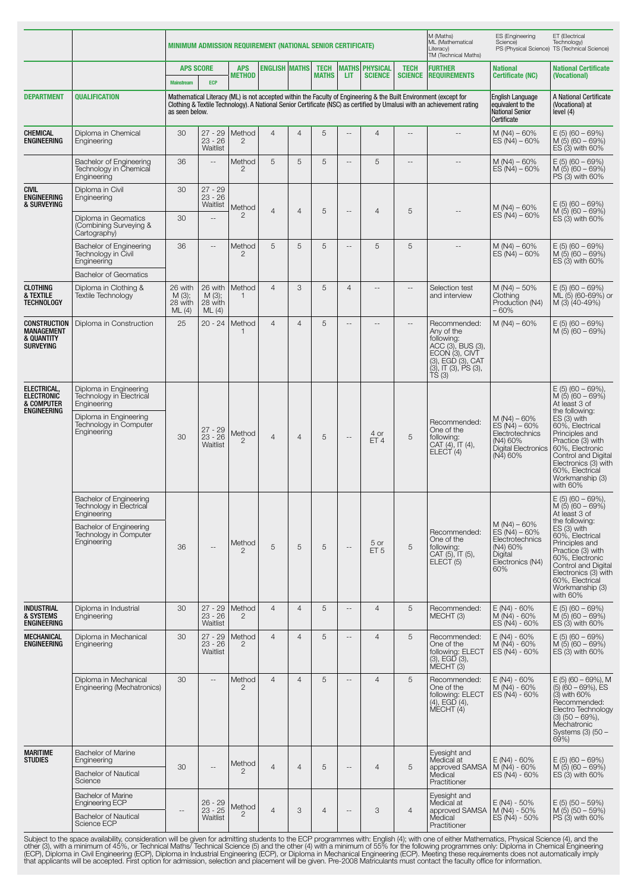| | | MINIMUM ADMISSION REQUIREMENT (NATIONAL SENIOR CERTIFICATE) | | | | | | | | | | M (Maths) ML (Mathematical Literacy) TM (Technical Maths) | ES (Engineering Science) PS (Physical Science) | ET (Electrical Technology) TS (Technical Science) |
|---|---|---|---|---|---|---|---|---|---|---|---|---|---|
| | | APS SCORE | | APS METHOD | ENGLISH | MATHS | TECH MATHS | MATHS LIT | PHYSICAL SCIENCE | TECH SCIENCE | FURTHER REQUIREMENTS | National Certificate (NC) | National Certificate (Vocational) |
| | | Mainstream | ECP | | | | | | | | | | |
| DEPARTMENT | QUALIFICATION | Mathematical Literacy (ML) is not accepted within the Faculty of Engineering & the Built Environment (except for Clothing & Textile Technology). A National Senior Certificate (NSC) as certified by Umalusi with an achievement rating as seen below. | | | | | | | | | | English Language equivalent to the National Senior Certificate | A National Certificate (Vocational) at level (4) |
| CHEMICAL ENGINEERING | Diploma in Chemical Engineering | 30 | 27 - 29 23 - 26 Waitlist | Method 2 | 4 | 4 | 5 | -- | 4 | -- | -- | M (N4) – 60% ES (N4) – 60% | E (5) (60 – 69%) M (5) (60 – 69%) ES (3) with 60% |
| | Bachelor of Engineering Technology in Chemical Engineering | 36 | -- | Method 2 | 5 | 5 | 5 | -- | 5 | -- | -- | M (N4) – 60% ES (N4) – 60% | E (5) (60 – 69%) M (5) (60 – 69%) PS (3) with 60% |
| CIVIL ENGINEERING & SURVEYING | Diploma in Civil Engineering | 30 | 27 - 29 23 - 26 Waitlist | Method 2 | 4 | 4 | 5 | -- | 4 | 5 | -- | M (N4) – 60% ES (N4) – 60% | E (5) (60 – 69%) M (5) (60 – 69%) ES (3) with 60% |
| | Diploma in Geomatics (Combining Surveying & Cartography) | 30 | -- | | | | | | | | | | |
| | Bachelor of Engineering Technology in Civil Engineering | 36 | -- | Method 2 | 5 | 5 | 5 | -- | 5 | 5 | -- | M (N4) – 60% ES (N4) – 60% | E (5) (60 – 69%) M (5) (60 – 69%) ES (3) with 60% |
| | Bachelor of Geomatics | | | | | | | | | | | | |
| CLOTHING & TEXTILE TECHNOLOGY | Diploma in Clothing & Textile Technology | 26 with M (3); 28 with ML (4) | 26 with M (3); 28 with ML (4) | Method 1 | 4 | 3 | 5 | 4 | -- | -- | Selection test and interview | M (N4) – 50% Clothing Production (N4) – 60% | E (5) (60 – 69%) ML (5) (60-69%) or M (3) (40-49%) |
| CONSTRUCTION MANAGEMENT & QUANTITY SURVEYING | Diploma in Construction | 25 | 20 - 24 | Method 1 | 4 | 4 | 5 | -- | -- | -- | Recommended: Any of the following: ACC (3), BUS (3), ECON (3), CIVT (3), EGD (3), CAT (3), IT (3), PS (3), TS (3) | M (N4) – 60% | E (5) (60 – 69%) M (5) (60 – 69%) |
| ELECTRICAL, ELECTRONIC & COMPUTER ENGINEERING | Diploma in Engineering Technology in Electrical Engineering | 30 | 27 - 29 23 - 26 Waitlist | Method 2 | 4 | 4 | 5 | -- | 4 or ET 4 | 5 | Recommended: One of the following: CAT (4), IT (4), ELECT (4) | M (N4) – 60% ES (N4) – 60% Electrotechnics (N4) 60% Digital Electronics (N4) 60% | E (5) (60 – 69%), M (5) (60 – 69%) At least 3 of the following: ES (3) with 60%, Electrical Principles and Practice (3) with 60%, Electronic Control and Digital Electronics (3) with 60%, Electrical Workmanship (3) with 60% |
| | Diploma in Engineering Technology in Computer Engineering | | | | | | | | | | | | |
| | Bachelor of Engineering Technology in Electrical Engineering | 36 | -- | Method 2 | 5 | 5 | 5 | -- | 5 or ET 5 | 5 | Recommended: One of the following: CAT (5), IT (5), ELECT (5) | M (N4) – 60% ES (N4) – 60% Electrotechnics (N4) 60% Digital Electronics (N4) 60% | E (5) (60 – 69%), M (5) (60 – 69%) At least 3 of the following: ES (3) with 60%, Electrical Principles and Practice (3) with 60%, Electronic Control and Digital Electronics (3) with 60%, Electrical Workmanship (3) with 60% |
| | Bachelor of Engineering Technology in Computer Engineering | | | | | | | | | | | | |
| INDUSTRIAL & SYSTEMS ENGINEERING | Diploma in Industrial Engineering | 30 | 27 - 29 23 - 26 Waitlist | Method 2 | 4 | 4 | 5 | -- | 4 | 5 | Recommended: MECHT (3) | E (N4) - 60% M (N4) - 60% ES (N4) - 60% | E (5) (60 – 69%) M (5) (60 – 69%) ES (3) with 60% |
| MECHANICAL ENGINEERING | Diploma in Mechanical Engineering | 30 | 27 - 29 23 - 26 Waitlist | Method 2 | 4 | 4 | 5 | -- | 4 | 5 | Recommended: One of the following: ELECT (3), EGD (3), MECHT (3) | E (N4) - 60% M (N4) - 60% ES (N4) - 60% | E (5) (60 – 69%) M (5) (60 – 69%) ES (3) with 60% |
| | Diploma in Mechanical Engineering (Mechatronics) | 30 | -- | Method 2 | 4 | 4 | 5 | -- | 4 | 5 | Recommended: One of the following: ELECT (4), EGD (4), MECHT (4) | E (N4) - 60% M (N4) - 60% ES (N4) - 60% | E (5) (60 – 69%), M (5) (60 – 69%), ES (3) with 60% Recommended: Electro Technology (3) (50 – 69%), Mechatronic Systems (3) (50 – 69%) |
| MARITIME STUDIES | Bachelor of Marine Engineering | 30 | -- | Method 2 | 4 | 4 | 5 | -- | 4 | 5 | Eyesight and Medical at approved SAMSA Medical Practitioner | E (N4) - 60% M (N4) - 60% ES (N4) - 60% | E (5) (60 – 69%) M (5) (60 – 69%) ES (3) with 60% |
| | Bachelor of Nautical Science | | | | | | | | | | | | |
| | Bachelor of Marine Engineering ECP | -- | 26 - 29 23 - 25 Waitlist | Method 2 | 4 | 3 | 4 | -- | 3 | 4 | Eyesight and Medical at approved SAMSA Medical Practitioner | E (N4) - 50% M (N4) - 50% ES (N4) - 50% | E (5) (50 – 59%) M (5) (50 – 59%) PS (3) with 60% |
| | Bachelor of Nautical Science ECP | | | | | | | | | | | | |

Subject to the space availability, consideration will be given for admitting students to the ECP programmes with: English (4); with one of either Mathematics, Physical Science (4), and the other (3), with a minimum of 45%, or Technical Maths/ Technical Science (5) and the other (4) with a minimum of 55% for the following programmes only: Diploma in Chemical Engineering (ECP), Diploma in Civil Engineering (ECP), Diploma in Industrial Engineering (ECP), or Diploma in Mechanical Engineering (ECP). Meeting these requirements does not automatically imply that applicants will be accepted. First option for admission, selection and placement will be given. Pre-2008 Matriculants must contact the faculty office for information.